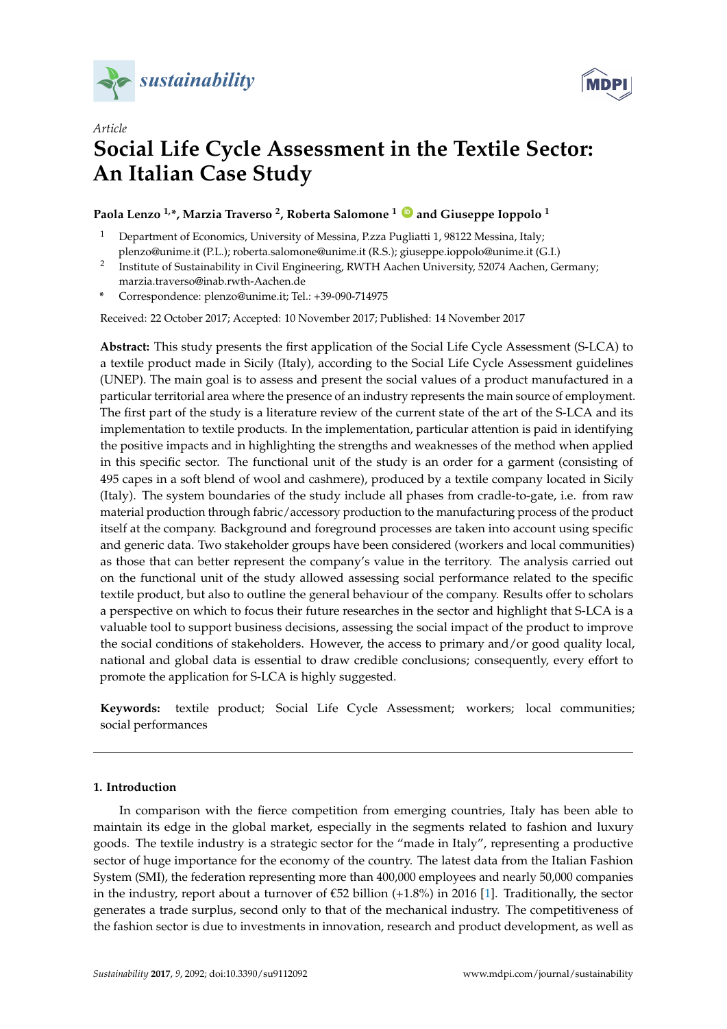*Article*

# Social Life Cycle Assessment in the Textile Sector: An Italian Case Study

**Paola Lenzo [1,*], Marzia Traverso [2], Roberta Salomone [1] and Giuseppe Ioppolo [1]**

[1] Department of Economics, University of Messina, P.zza Pugliatti 1, 98122 Messina, Italy; plenzo@unime.it (P.L.); roberta.salomone@unime.it (R.S.); giuseppe.ioppolo@unime.it (G.I.)

[2] Institute of Sustainability in Civil Engineering, RWTH Aachen University, 52074 Aachen, Germany; marzia.traverso@inab.rwth-Aachen.de

[*] Correspondence: plenzo@unime.it; Tel.: +39-090-714975

Received: 22 October 2017; Accepted: 10 November 2017; Published: 14 November 2017

**Abstract:** This study presents the first application of the Social Life Cycle Assessment (S-LCA) to a textile product made in Sicily (Italy), according to the Social Life Cycle Assessment guidelines (UNEP). The main goal is to assess and present the social values of a product manufactured in a particular territorial area where the presence of an industry represents the main source of employment. The first part of the study is a literature review of the current state of the art of the S-LCA and its implementation to textile products. In the implementation, particular attention is paid in identifying the positive impacts and in highlighting the strengths and weaknesses of the method when applied in this specific sector. The functional unit of the study is an order for a garment (consisting of 495 capes in a soft blend of wool and cashmere), produced by a textile company located in Sicily (Italy). The system boundaries of the study include all phases from cradle-to-gate, i.e. from raw material production through fabric/accessory production to the manufacturing process of the product itself at the company. Background and foreground processes are taken into account using specific and generic data. Two stakeholder groups have been considered (workers and local communities) as those that can better represent the company's value in the territory. The analysis carried out on the functional unit of the study allowed assessing social performance related to the specific textile product, but also to outline the general behaviour of the company. Results offer to scholars a perspective on which to focus their future researches in the sector and highlight that S-LCA is a valuable tool to support business decisions, assessing the social impact of the product to improve the social conditions of stakeholders. However, the access to primary and/or good quality local, national and global data is essential to draw credible conclusions; consequently, every effort to promote the application for S-LCA is highly suggested.

**Keywords:** textile product; Social Life Cycle Assessment; workers; local communities; social performances

## 1. Introduction

In comparison with the fierce competition from emerging countries, Italy has been able to maintain its edge in the global market, especially in the segments related to fashion and luxury goods. The textile industry is a strategic sector for the "made in Italy", representing a productive sector of huge importance for the economy of the country. The latest data from the Italian Fashion System (SMI), the federation representing more than 400,000 employees and nearly 50,000 companies in the industry, report about a turnover of €52 billion (+1.8%) in 2016 [1]. Traditionally, the sector generates a trade surplus, second only to that of the mechanical industry. The competitiveness of the fashion sector is due to investments in innovation, research and product development, as well as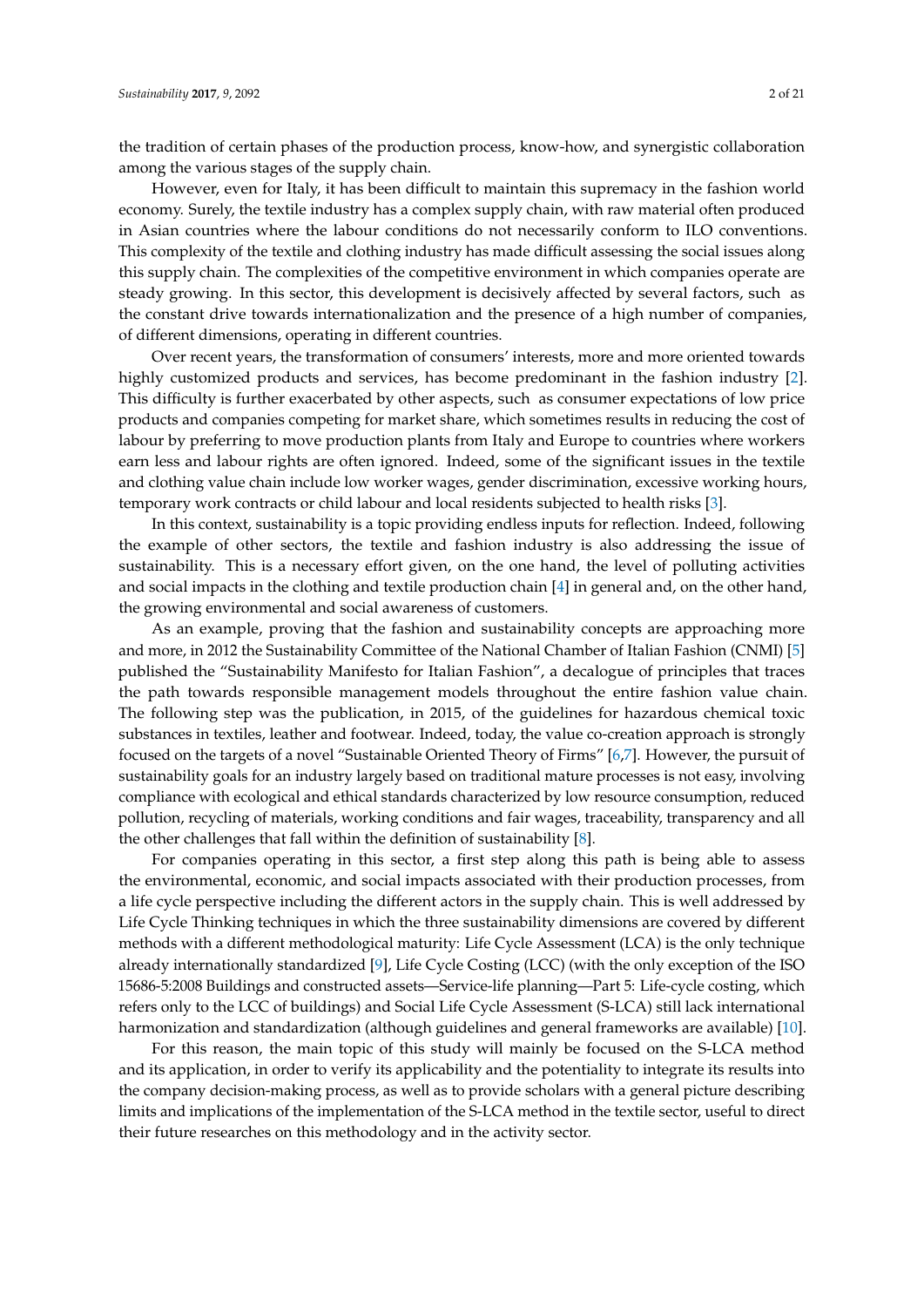the tradition of certain phases of the production process, know-how, and synergistic collaboration among the various stages of the supply chain.

However, even for Italy, it has been difficult to maintain this supremacy in the fashion world economy. Surely, the textile industry has a complex supply chain, with raw material often produced in Asian countries where the labour conditions do not necessarily conform to ILO conventions. This complexity of the textile and clothing industry has made difficult assessing the social issues along this supply chain. The complexities of the competitive environment in which companies operate are steady growing. In this sector, this development is decisively affected by several factors, such as the constant drive towards internationalization and the presence of a high number of companies, of different dimensions, operating in different countries.

Over recent years, the transformation of consumers' interests, more and more oriented towards highly customized products and services, has become predominant in the fashion industry [2]. This difficulty is further exacerbated by other aspects, such as consumer expectations of low price products and companies competing for market share, which sometimes results in reducing the cost of labour by preferring to move production plants from Italy and Europe to countries where workers earn less and labour rights are often ignored. Indeed, some of the significant issues in the textile and clothing value chain include low worker wages, gender discrimination, excessive working hours, temporary work contracts or child labour and local residents subjected to health risks [3].

In this context, sustainability is a topic providing endless inputs for reflection. Indeed, following the example of other sectors, the textile and fashion industry is also addressing the issue of sustainability. This is a necessary effort given, on the one hand, the level of polluting activities and social impacts in the clothing and textile production chain [4] in general and, on the other hand, the growing environmental and social awareness of customers.

As an example, proving that the fashion and sustainability concepts are approaching more and more, in 2012 the Sustainability Committee of the National Chamber of Italian Fashion (CNMI) [5] published the "Sustainability Manifesto for Italian Fashion", a decalogue of principles that traces the path towards responsible management models throughout the entire fashion value chain. The following step was the publication, in 2015, of the guidelines for hazardous chemical toxic substances in textiles, leather and footwear. Indeed, today, the value co-creation approach is strongly focused on the targets of a novel "Sustainable Oriented Theory of Firms" [6,7]. However, the pursuit of sustainability goals for an industry largely based on traditional mature processes is not easy, involving compliance with ecological and ethical standards characterized by low resource consumption, reduced pollution, recycling of materials, working conditions and fair wages, traceability, transparency and all the other challenges that fall within the definition of sustainability [8].

For companies operating in this sector, a first step along this path is being able to assess the environmental, economic, and social impacts associated with their production processes, from a life cycle perspective including the different actors in the supply chain. This is well addressed by Life Cycle Thinking techniques in which the three sustainability dimensions are covered by different methods with a different methodological maturity: Life Cycle Assessment (LCA) is the only technique already internationally standardized [9], Life Cycle Costing (LCC) (with the only exception of the ISO 15686-5:2008 Buildings and constructed assets—Service-life planning—Part 5: Life-cycle costing, which refers only to the LCC of buildings) and Social Life Cycle Assessment (S-LCA) still lack international harmonization and standardization (although guidelines and general frameworks are available) [10].

For this reason, the main topic of this study will mainly be focused on the S-LCA method and its application, in order to verify its applicability and the potentiality to integrate its results into the company decision-making process, as well as to provide scholars with a general picture describing limits and implications of the implementation of the S-LCA method in the textile sector, useful to direct their future researches on this methodology and in the activity sector.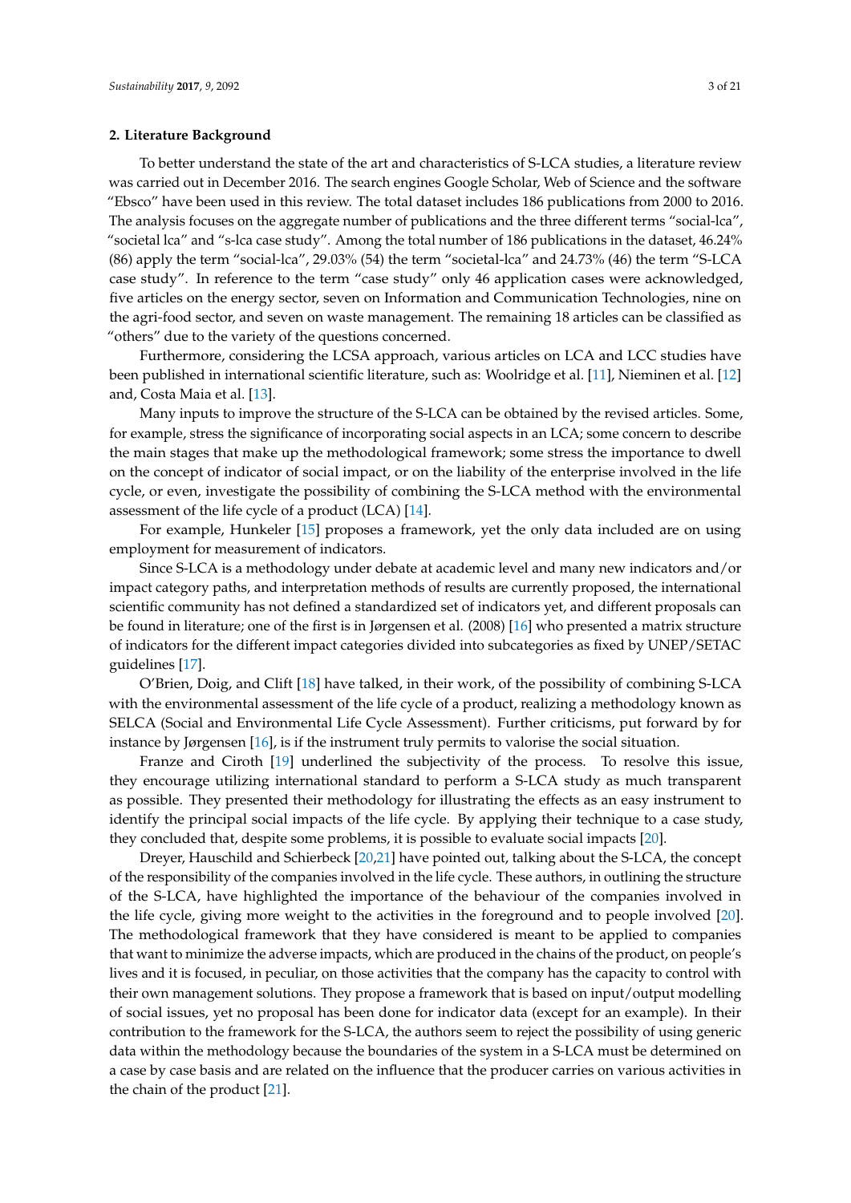## 2. Literature Background

To better understand the state of the art and characteristics of S-LCA studies, a literature review was carried out in December 2016. The search engines Google Scholar, Web of Science and the software "Ebsco" have been used in this review. The total dataset includes 186 publications from 2000 to 2016. The analysis focuses on the aggregate number of publications and the three different terms "social-lca", "societal lca" and "s-lca case study". Among the total number of 186 publications in the dataset, 46.24% (86) apply the term "social-lca", 29.03% (54) the term "societal-lca" and 24.73% (46) the term "S-LCA case study". In reference to the term "case study" only 46 application cases were acknowledged, five articles on the energy sector, seven on Information and Communication Technologies, nine on the agri-food sector, and seven on waste management. The remaining 18 articles can be classified as "others" due to the variety of the questions concerned.

Furthermore, considering the LCSA approach, various articles on LCA and LCC studies have been published in international scientific literature, such as: Woolridge et al. [11], Nieminen et al. [12] and, Costa Maia et al. [13].

Many inputs to improve the structure of the S-LCA can be obtained by the revised articles. Some, for example, stress the significance of incorporating social aspects in an LCA; some concern to describe the main stages that make up the methodological framework; some stress the importance to dwell on the concept of indicator of social impact, or on the liability of the enterprise involved in the life cycle, or even, investigate the possibility of combining the S-LCA method with the environmental assessment of the life cycle of a product (LCA) [14].

For example, Hunkeler [15] proposes a framework, yet the only data included are on using employment for measurement of indicators.

Since S-LCA is a methodology under debate at academic level and many new indicators and/or impact category paths, and interpretation methods of results are currently proposed, the international scientific community has not defined a standardized set of indicators yet, and different proposals can be found in literature; one of the first is in Jørgensen et al. (2008) [16] who presented a matrix structure of indicators for the different impact categories divided into subcategories as fixed by UNEP/SETAC guidelines [17].

O'Brien, Doig, and Clift [18] have talked, in their work, of the possibility of combining S-LCA with the environmental assessment of the life cycle of a product, realizing a methodology known as SELCA (Social and Environmental Life Cycle Assessment). Further criticisms, put forward by for instance by Jørgensen [16], is if the instrument truly permits to valorise the social situation.

Franze and Ciroth [19] underlined the subjectivity of the process. To resolve this issue, they encourage utilizing international standard to perform a S-LCA study as much transparent as possible. They presented their methodology for illustrating the effects as an easy instrument to identify the principal social impacts of the life cycle. By applying their technique to a case study, they concluded that, despite some problems, it is possible to evaluate social impacts [20].

Dreyer, Hauschild and Schierbeck [20,21] have pointed out, talking about the S-LCA, the concept of the responsibility of the companies involved in the life cycle. These authors, in outlining the structure of the S-LCA, have highlighted the importance of the behaviour of the companies involved in the life cycle, giving more weight to the activities in the foreground and to people involved [20]. The methodological framework that they have considered is meant to be applied to companies that want to minimize the adverse impacts, which are produced in the chains of the product, on people's lives and it is focused, in peculiar, on those activities that the company has the capacity to control with their own management solutions. They propose a framework that is based on input/output modelling of social issues, yet no proposal has been done for indicator data (except for an example). In their contribution to the framework for the S-LCA, the authors seem to reject the possibility of using generic data within the methodology because the boundaries of the system in a S-LCA must be determined on a case by case basis and are related on the influence that the producer carries on various activities in the chain of the product [21].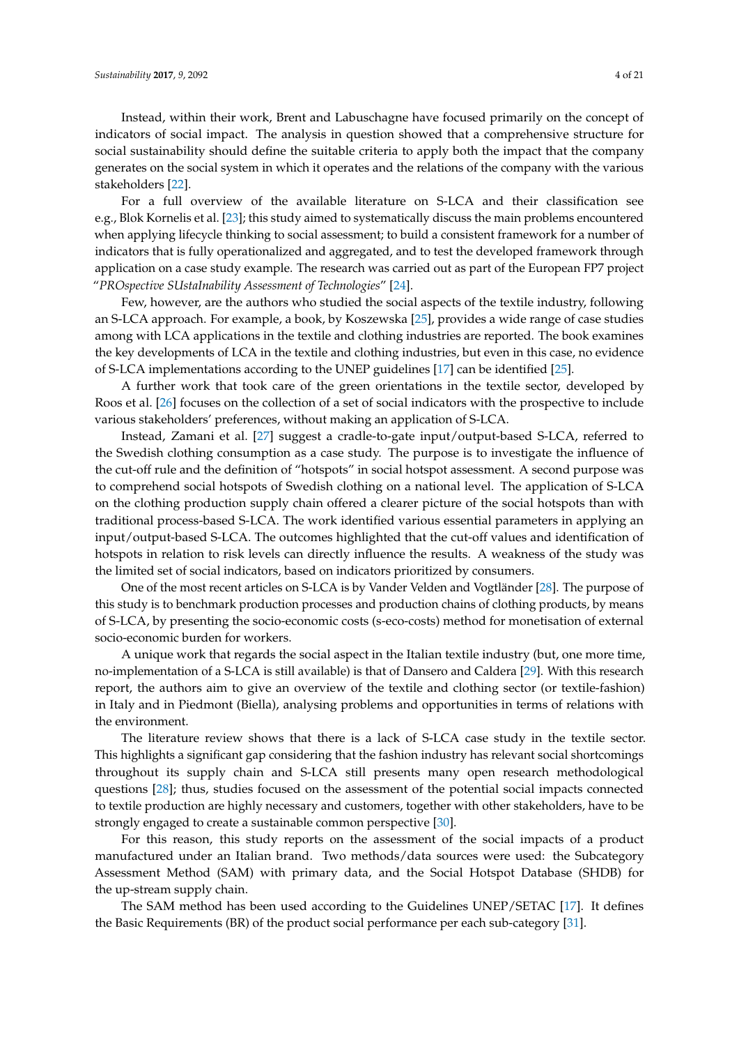Instead, within their work, Brent and Labuschagne have focused primarily on the concept of indicators of social impact. The analysis in question showed that a comprehensive structure for social sustainability should define the suitable criteria to apply both the impact that the company generates on the social system in which it operates and the relations of the company with the various stakeholders [22].

For a full overview of the available literature on S-LCA and their classification see e.g., Blok Kornelis et al. [23]; this study aimed to systematically discuss the main problems encountered when applying lifecycle thinking to social assessment; to build a consistent framework for a number of indicators that is fully operationalized and aggregated, and to test the developed framework through application on a case study example. The research was carried out as part of the European FP7 project "*PROspective SUstaInability Assessment of Technologies*" [24].

Few, however, are the authors who studied the social aspects of the textile industry, following an S-LCA approach. For example, a book, by Koszewska [25], provides a wide range of case studies among with LCA applications in the textile and clothing industries are reported. The book examines the key developments of LCA in the textile and clothing industries, but even in this case, no evidence of S-LCA implementations according to the UNEP guidelines [17] can be identified [25].

A further work that took care of the green orientations in the textile sector, developed by Roos et al. [26] focuses on the collection of a set of social indicators with the prospective to include various stakeholders' preferences, without making an application of S-LCA.

Instead, Zamani et al. [27] suggest a cradle-to-gate input/output-based S-LCA, referred to the Swedish clothing consumption as a case study. The purpose is to investigate the influence of the cut-off rule and the definition of "hotspots" in social hotspot assessment. A second purpose was to comprehend social hotspots of Swedish clothing on a national level. The application of S-LCA on the clothing production supply chain offered a clearer picture of the social hotspots than with traditional process-based S-LCA. The work identified various essential parameters in applying an input/output-based S-LCA. The outcomes highlighted that the cut-off values and identification of hotspots in relation to risk levels can directly influence the results. A weakness of the study was the limited set of social indicators, based on indicators prioritized by consumers.

One of the most recent articles on S-LCA is by Vander Velden and Vogtländer [28]. The purpose of this study is to benchmark production processes and production chains of clothing products, by means of S-LCA, by presenting the socio-economic costs (s-eco-costs) method for monetisation of external socio-economic burden for workers.

A unique work that regards the social aspect in the Italian textile industry (but, one more time, no-implementation of a S-LCA is still available) is that of Dansero and Caldera [29]. With this research report, the authors aim to give an overview of the textile and clothing sector (or textile-fashion) in Italy and in Piedmont (Biella), analysing problems and opportunities in terms of relations with the environment.

The literature review shows that there is a lack of S-LCA case study in the textile sector. This highlights a significant gap considering that the fashion industry has relevant social shortcomings throughout its supply chain and S-LCA still presents many open research methodological questions [28]; thus, studies focused on the assessment of the potential social impacts connected to textile production are highly necessary and customers, together with other stakeholders, have to be strongly engaged to create a sustainable common perspective [30].

For this reason, this study reports on the assessment of the social impacts of a product manufactured under an Italian brand. Two methods/data sources were used: the Subcategory Assessment Method (SAM) with primary data, and the Social Hotspot Database (SHDB) for the up-stream supply chain.

The SAM method has been used according to the Guidelines UNEP/SETAC [17]. It defines the Basic Requirements (BR) of the product social performance per each sub-category [31].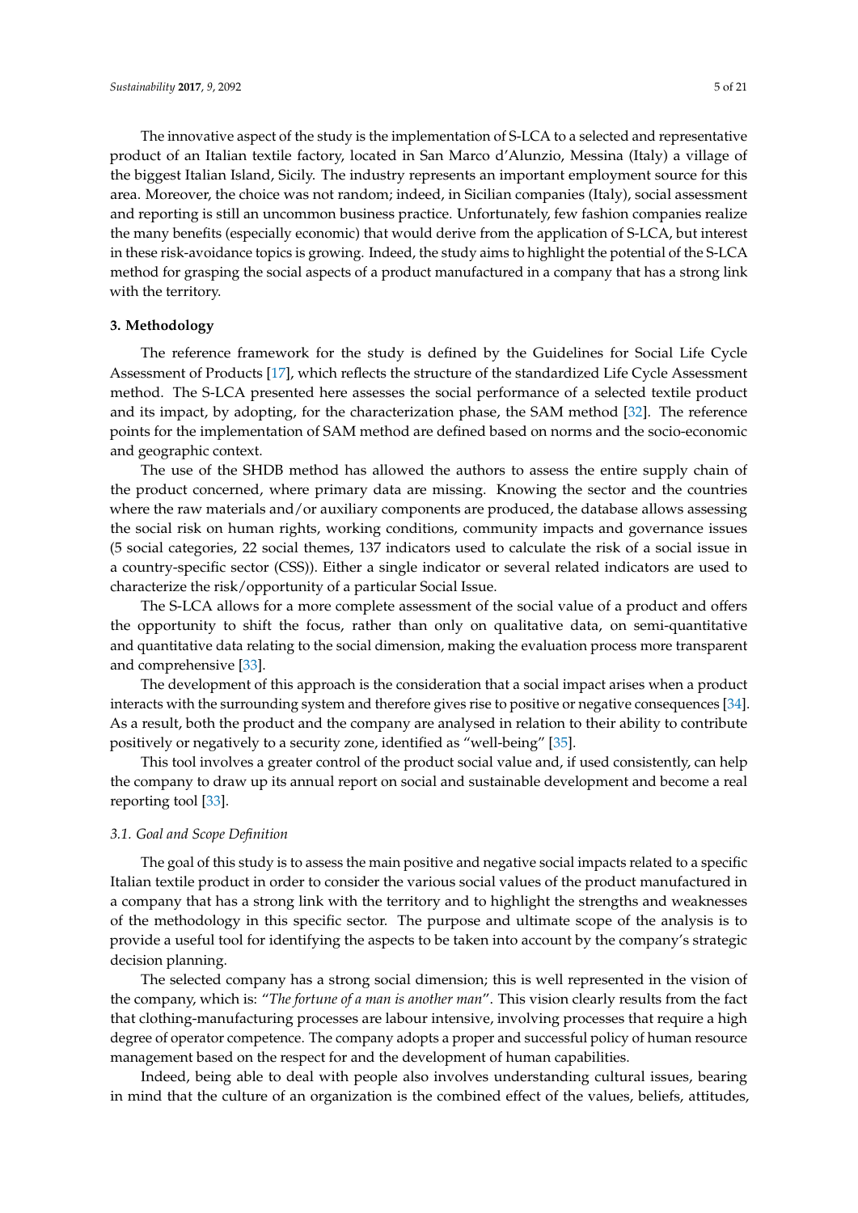The innovative aspect of the study is the implementation of S-LCA to a selected and representative product of an Italian textile factory, located in San Marco d'Alunzio, Messina (Italy) a village of the biggest Italian Island, Sicily. The industry represents an important employment source for this area. Moreover, the choice was not random; indeed, in Sicilian companies (Italy), social assessment and reporting is still an uncommon business practice. Unfortunately, few fashion companies realize the many benefits (especially economic) that would derive from the application of S-LCA, but interest in these risk-avoidance topics is growing. Indeed, the study aims to highlight the potential of the S-LCA method for grasping the social aspects of a product manufactured in a company that has a strong link with the territory.

## 3. Methodology

The reference framework for the study is defined by the Guidelines for Social Life Cycle Assessment of Products [17], which reflects the structure of the standardized Life Cycle Assessment method. The S-LCA presented here assesses the social performance of a selected textile product and its impact, by adopting, for the characterization phase, the SAM method [32]. The reference points for the implementation of SAM method are defined based on norms and the socio-economic and geographic context.

The use of the SHDB method has allowed the authors to assess the entire supply chain of the product concerned, where primary data are missing. Knowing the sector and the countries where the raw materials and/or auxiliary components are produced, the database allows assessing the social risk on human rights, working conditions, community impacts and governance issues (5 social categories, 22 social themes, 137 indicators used to calculate the risk of a social issue in a country-specific sector (CSS)). Either a single indicator or several related indicators are used to characterize the risk/opportunity of a particular Social Issue.

The S-LCA allows for a more complete assessment of the social value of a product and offers the opportunity to shift the focus, rather than only on qualitative data, on semi-quantitative and quantitative data relating to the social dimension, making the evaluation process more transparent and comprehensive [33].

The development of this approach is the consideration that a social impact arises when a product interacts with the surrounding system and therefore gives rise to positive or negative consequences [34]. As a result, both the product and the company are analysed in relation to their ability to contribute positively or negatively to a security zone, identified as "well-being" [35].

This tool involves a greater control of the product social value and, if used consistently, can help the company to draw up its annual report on social and sustainable development and become a real reporting tool [33].

### *3.1. Goal and Scope Definition*

The goal of this study is to assess the main positive and negative social impacts related to a specific Italian textile product in order to consider the various social values of the product manufactured in a company that has a strong link with the territory and to highlight the strengths and weaknesses of the methodology in this specific sector. The purpose and ultimate scope of the analysis is to provide a useful tool for identifying the aspects to be taken into account by the company's strategic decision planning.

The selected company has a strong social dimension; this is well represented in the vision of the company, which is: "*The fortune of a man is another man*". This vision clearly results from the fact that clothing-manufacturing processes are labour intensive, involving processes that require a high degree of operator competence. The company adopts a proper and successful policy of human resource management based on the respect for and the development of human capabilities.

Indeed, being able to deal with people also involves understanding cultural issues, bearing in mind that the culture of an organization is the combined effect of the values, beliefs, attitudes,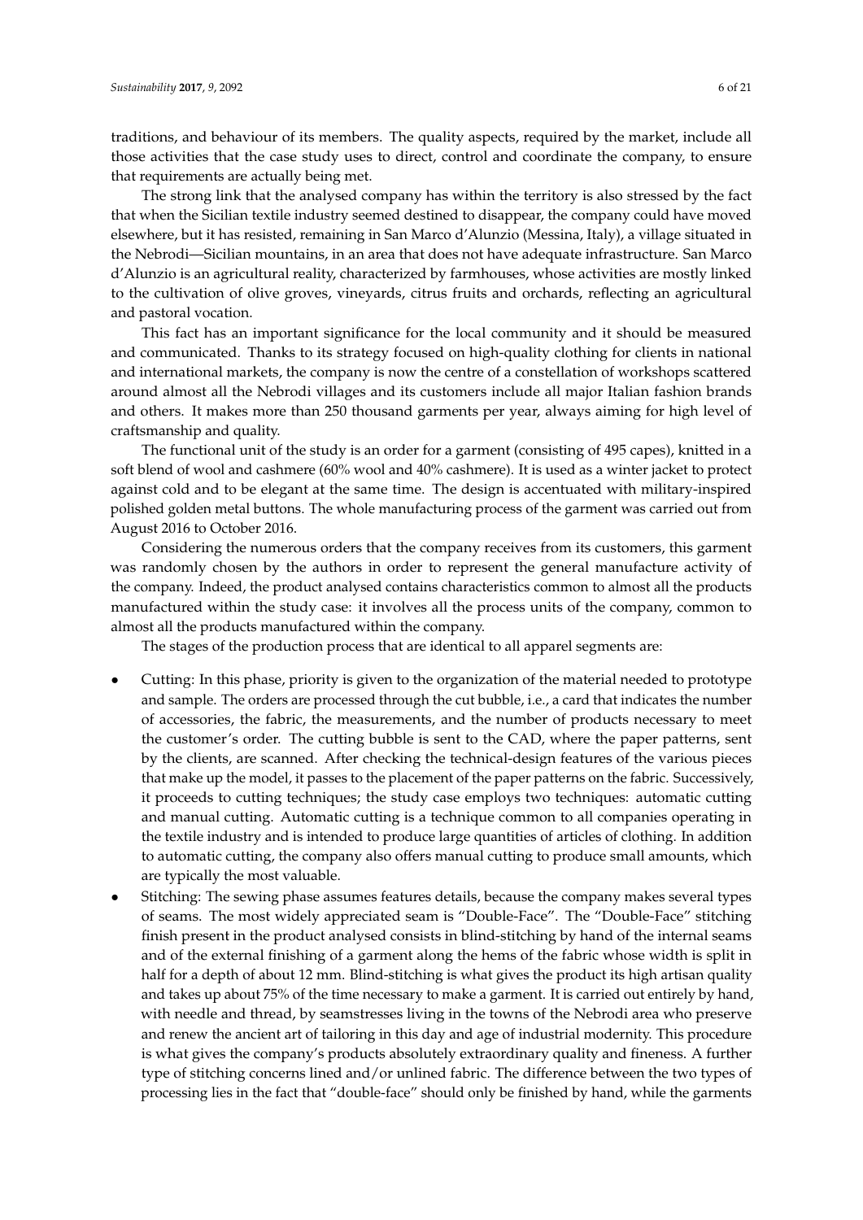traditions, and behaviour of its members. The quality aspects, required by the market, include all those activities that the case study uses to direct, control and coordinate the company, to ensure that requirements are actually being met.

The strong link that the analysed company has within the territory is also stressed by the fact that when the Sicilian textile industry seemed destined to disappear, the company could have moved elsewhere, but it has resisted, remaining in San Marco d'Alunzio (Messina, Italy), a village situated in the Nebrodi—Sicilian mountains, in an area that does not have adequate infrastructure. San Marco d'Alunzio is an agricultural reality, characterized by farmhouses, whose activities are mostly linked to the cultivation of olive groves, vineyards, citrus fruits and orchards, reflecting an agricultural and pastoral vocation.

This fact has an important significance for the local community and it should be measured and communicated. Thanks to its strategy focused on high-quality clothing for clients in national and international markets, the company is now the centre of a constellation of workshops scattered around almost all the Nebrodi villages and its customers include all major Italian fashion brands and others. It makes more than 250 thousand garments per year, always aiming for high level of craftsmanship and quality.

The functional unit of the study is an order for a garment (consisting of 495 capes), knitted in a soft blend of wool and cashmere (60% wool and 40% cashmere). It is used as a winter jacket to protect against cold and to be elegant at the same time. The design is accentuated with military-inspired polished golden metal buttons. The whole manufacturing process of the garment was carried out from August 2016 to October 2016.

Considering the numerous orders that the company receives from its customers, this garment was randomly chosen by the authors in order to represent the general manufacture activity of the company. Indeed, the product analysed contains characteristics common to almost all the products manufactured within the study case: it involves all the process units of the company, common to almost all the products manufactured within the company.

The stages of the production process that are identical to all apparel segments are:

- Cutting: In this phase, priority is given to the organization of the material needed to prototype and sample. The orders are processed through the cut bubble, i.e., a card that indicates the number of accessories, the fabric, the measurements, and the number of products necessary to meet the customer's order. The cutting bubble is sent to the CAD, where the paper patterns, sent by the clients, are scanned. After checking the technical-design features of the various pieces that make up the model, it passes to the placement of the paper patterns on the fabric. Successively, it proceeds to cutting techniques; the study case employs two techniques: automatic cutting and manual cutting. Automatic cutting is a technique common to all companies operating in the textile industry and is intended to produce large quantities of articles of clothing. In addition to automatic cutting, the company also offers manual cutting to produce small amounts, which are typically the most valuable.
- Stitching: The sewing phase assumes features details, because the company makes several types of seams. The most widely appreciated seam is "Double-Face". The "Double-Face" stitching finish present in the product analysed consists in blind-stitching by hand of the internal seams and of the external finishing of a garment along the hems of the fabric whose width is split in half for a depth of about 12 mm. Blind-stitching is what gives the product its high artisan quality and takes up about 75% of the time necessary to make a garment. It is carried out entirely by hand, with needle and thread, by seamstresses living in the towns of the Nebrodi area who preserve and renew the ancient art of tailoring in this day and age of industrial modernity. This procedure is what gives the company's products absolutely extraordinary quality and fineness. A further type of stitching concerns lined and/or unlined fabric. The difference between the two types of processing lies in the fact that "double-face" should only be finished by hand, while the garments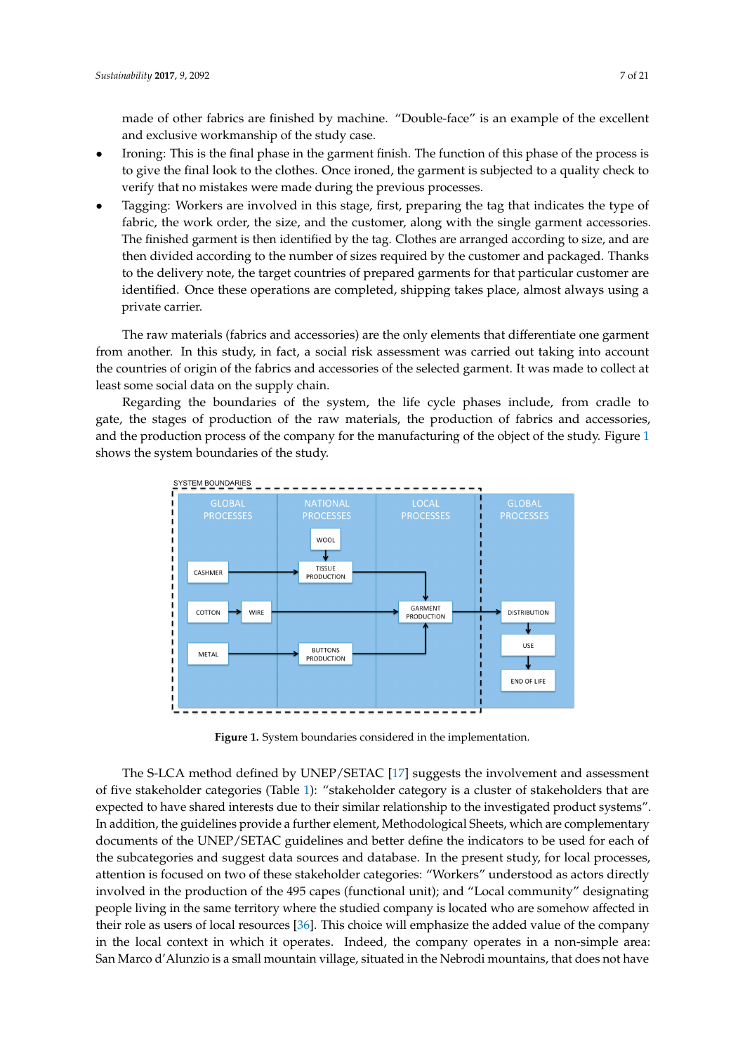made of other fabrics are finished by machine. "Double-face" is an example of the excellent and exclusive workmanship of the study case.

- Ironing: This is the final phase in the garment finish. The function of this phase of the process is to give the final look to the clothes. Once ironed, the garment is subjected to a quality check to verify that no mistakes were made during the previous processes.
- Tagging: Workers are involved in this stage, first, preparing the tag that indicates the type of fabric, the work order, the size, and the customer, along with the single garment accessories. The finished garment is then identified by the tag. Clothes are arranged according to size, and are then divided according to the number of sizes required by the customer and packaged. Thanks to the delivery note, the target countries of prepared garments for that particular customer are identified. Once these operations are completed, shipping takes place, almost always using a private carrier.

The raw materials (fabrics and accessories) are the only elements that differentiate one garment from another. In this study, in fact, a social risk assessment was carried out taking into account the countries of origin of the fabrics and accessories of the selected garment. It was made to collect at least some social data on the supply chain.

Regarding the boundaries of the system, the life cycle phases include, from cradle to gate, the stages of production of the raw materials, the production of fabrics and accessories, and the production process of the company for the manufacturing of the object of the study. Figure 1 shows the system boundaries of the study.

**Figure 1.** System boundaries considered in the implementation.

The S-LCA method defined by UNEP/SETAC [17] suggests the involvement and assessment of five stakeholder categories (Table 1): "stakeholder category is a cluster of stakeholders that are expected to have shared interests due to their similar relationship to the investigated product systems". In addition, the guidelines provide a further element, Methodological Sheets, which are complementary documents of the UNEP/SETAC guidelines and better define the indicators to be used for each of the subcategories and suggest data sources and database. In the present study, for local processes, attention is focused on two of these stakeholder categories: "Workers" understood as actors directly involved in the production of the 495 capes (functional unit); and "Local community" designating people living in the same territory where the studied company is located who are somehow affected in their role as users of local resources [36]. This choice will emphasize the added value of the company in the local context in which it operates. Indeed, the company operates in a non-simple area: San Marco d'Alunzio is a small mountain village, situated in the Nebrodi mountains, that does not have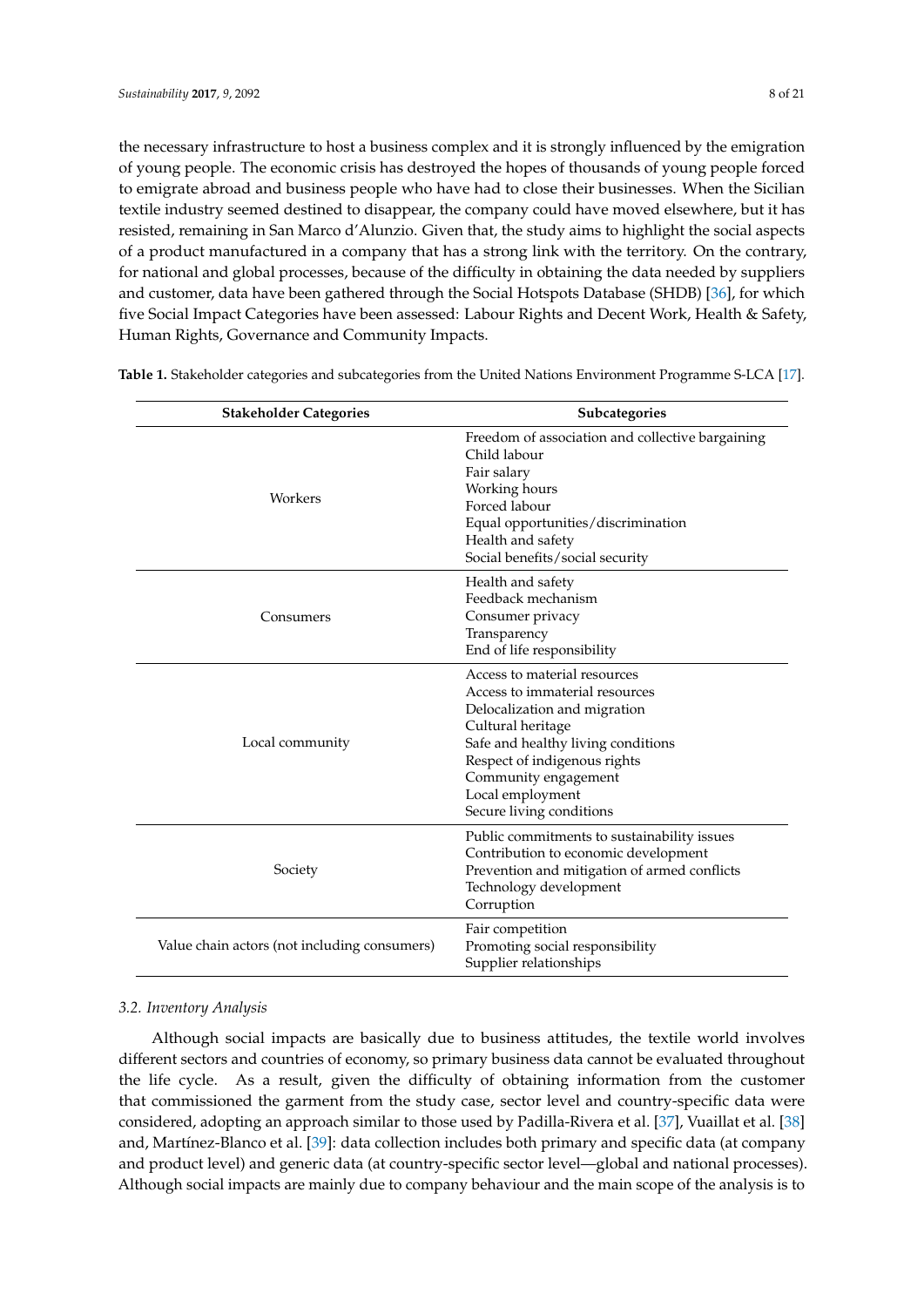the necessary infrastructure to host a business complex and it is strongly influenced by the emigration of young people. The economic crisis has destroyed the hopes of thousands of young people forced to emigrate abroad and business people who have had to close their businesses. When the Sicilian textile industry seemed destined to disappear, the company could have moved elsewhere, but it has resisted, remaining in San Marco d'Alunzio. Given that, the study aims to highlight the social aspects of a product manufactured in a company that has a strong link with the territory. On the contrary, for national and global processes, because of the difficulty in obtaining the data needed by suppliers and customer, data have been gathered through the Social Hotspots Database (SHDB) [36], for which five Social Impact Categories have been assessed: Labour Rights and Decent Work, Health & Safety, Human Rights, Governance and Community Impacts.

**Table 1.** Stakeholder categories and subcategories from the United Nations Environment Programme S-LCA [17].

| Stakeholder Categories | Subcategories |
|---|---|
| Workers | Freedom of association and collective bargaining<br>Child labour<br>Fair salary<br>Working hours<br>Forced labour<br>Equal opportunities/discrimination<br>Health and safety<br>Social benefits/social security |
| Consumers | Health and safety<br>Feedback mechanism<br>Consumer privacy<br>Transparency<br>End of life responsibility |
| Local community | Access to material resources<br>Access to immaterial resources<br>Delocalization and migration<br>Cultural heritage<br>Safe and healthy living conditions<br>Respect of indigenous rights<br>Community engagement<br>Local employment<br>Secure living conditions |
| Society | Public commitments to sustainability issues<br>Contribution to economic development<br>Prevention and mitigation of armed conflicts<br>Technology development<br>Corruption |
| Value chain actors (not including consumers) | Fair competition<br>Promoting social responsibility<br>Supplier relationships |

### 3.2. Inventory Analysis

Although social impacts are basically due to business attitudes, the textile world involves different sectors and countries of economy, so primary business data cannot be evaluated throughout the life cycle. As a result, given the difficulty of obtaining information from the customer that commissioned the garment from the study case, sector level and country-specific data were considered, adopting an approach similar to those used by Padilla-Rivera et al. [37], Vuaillat et al. [38] and, Martínez-Blanco et al. [39]: data collection includes both primary and specific data (at company and product level) and generic data (at country-specific sector level—global and national processes). Although social impacts are mainly due to company behaviour and the main scope of the analysis is to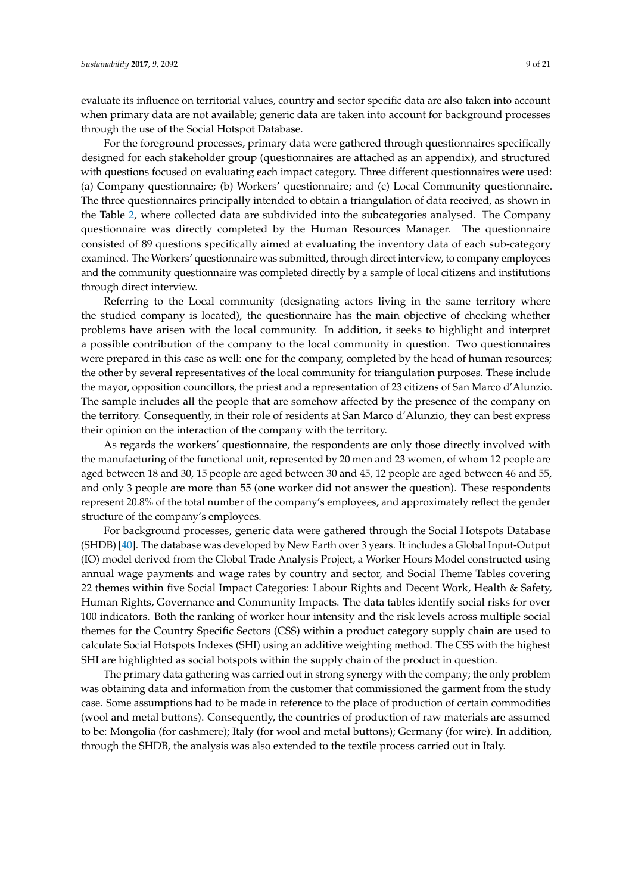evaluate its influence on territorial values, country and sector specific data are also taken into account when primary data are not available; generic data are taken into account for background processes through the use of the Social Hotspot Database.

For the foreground processes, primary data were gathered through questionnaires specifically designed for each stakeholder group (questionnaires are attached as an appendix), and structured with questions focused on evaluating each impact category. Three different questionnaires were used: (a) Company questionnaire; (b) Workers' questionnaire; and (c) Local Community questionnaire. The three questionnaires principally intended to obtain a triangulation of data received, as shown in the Table 2, where collected data are subdivided into the subcategories analysed. The Company questionnaire was directly completed by the Human Resources Manager. The questionnaire consisted of 89 questions specifically aimed at evaluating the inventory data of each sub-category examined. The Workers' questionnaire was submitted, through direct interview, to company employees and the community questionnaire was completed directly by a sample of local citizens and institutions through direct interview.

Referring to the Local community (designating actors living in the same territory where the studied company is located), the questionnaire has the main objective of checking whether problems have arisen with the local community. In addition, it seeks to highlight and interpret a possible contribution of the company to the local community in question. Two questionnaires were prepared in this case as well: one for the company, completed by the head of human resources; the other by several representatives of the local community for triangulation purposes. These include the mayor, opposition councillors, the priest and a representation of 23 citizens of San Marco d'Alunzio. The sample includes all the people that are somehow affected by the presence of the company on the territory. Consequently, in their role of residents at San Marco d'Alunzio, they can best express their opinion on the interaction of the company with the territory.

As regards the workers' questionnaire, the respondents are only those directly involved with the manufacturing of the functional unit, represented by 20 men and 23 women, of whom 12 people are aged between 18 and 30, 15 people are aged between 30 and 45, 12 people are aged between 46 and 55, and only 3 people are more than 55 (one worker did not answer the question). These respondents represent 20.8% of the total number of the company's employees, and approximately reflect the gender structure of the company's employees.

For background processes, generic data were gathered through the Social Hotspots Database (SHDB) [40]. The database was developed by New Earth over 3 years. It includes a Global Input-Output (IO) model derived from the Global Trade Analysis Project, a Worker Hours Model constructed using annual wage payments and wage rates by country and sector, and Social Theme Tables covering 22 themes within five Social Impact Categories: Labour Rights and Decent Work, Health & Safety, Human Rights, Governance and Community Impacts. The data tables identify social risks for over 100 indicators. Both the ranking of worker hour intensity and the risk levels across multiple social themes for the Country Specific Sectors (CSS) within a product category supply chain are used to calculate Social Hotspots Indexes (SHI) using an additive weighting method. The CSS with the highest SHI are highlighted as social hotspots within the supply chain of the product in question.

The primary data gathering was carried out in strong synergy with the company; the only problem was obtaining data and information from the customer that commissioned the garment from the study case. Some assumptions had to be made in reference to the place of production of certain commodities (wool and metal buttons). Consequently, the countries of production of raw materials are assumed to be: Mongolia (for cashmere); Italy (for wool and metal buttons); Germany (for wire). In addition, through the SHDB, the analysis was also extended to the textile process carried out in Italy.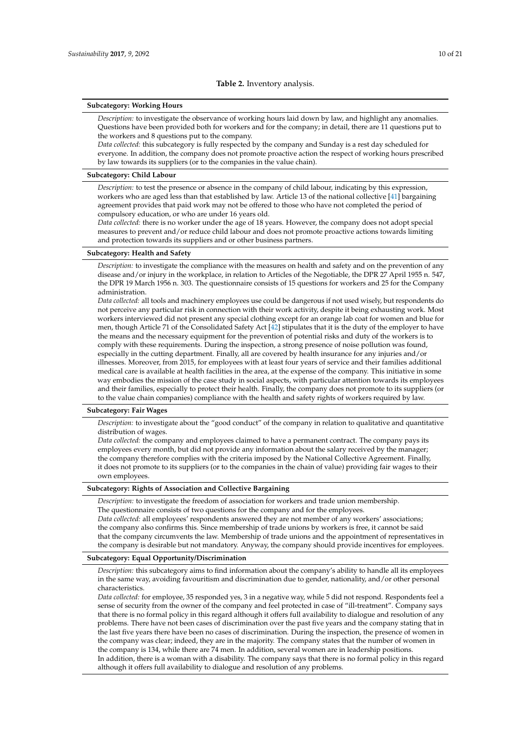**Table 2.** Inventory analysis.

**Subcategory: Working Hours**

*Description:* to investigate the observance of working hours laid down by law, and highlight any anomalies. Questions have been provided both for workers and for the company; in detail, there are 11 questions put to the workers and 8 questions put to the company.
*Data collected:* this subcategory is fully respected by the company and Sunday is a rest day scheduled for everyone. In addition, the company does not promote proactive action the respect of working hours prescribed by law towards its suppliers (or to the companies in the value chain).

**Subcategory: Child Labour**

*Description:* to test the presence or absence in the company of child labour, indicating by this expression, workers who are aged less than that established by law. Article 13 of the national collective [41] bargaining agreement provides that paid work may not be offered to those who have not completed the period of compulsory education, or who are under 16 years old.
*Data collected:* there is no worker under the age of 18 years. However, the company does not adopt special measures to prevent and/or reduce child labour and does not promote proactive actions towards limiting and protection towards its suppliers and or other business partners.

**Subcategory: Health and Safety**

*Description:* to investigate the compliance with the measures on health and safety and on the prevention of any disease and/or injury in the workplace, in relation to Articles of the Negotiable, the DPR 27 April 1955 n. 547, the DPR 19 March 1956 n. 303. The questionnaire consists of 15 questions for workers and 25 for the Company administration.
*Data collected:* all tools and machinery employees use could be dangerous if not used wisely, but respondents do not perceive any particular risk in connection with their work activity, despite it being exhausting work. Most workers interviewed did not present any special clothing except for an orange lab coat for women and blue for men, though Article 71 of the Consolidated Safety Act [42] stipulates that it is the duty of the employer to have the means and the necessary equipment for the prevention of potential risks and duty of the workers is to comply with these requirements. During the inspection, a strong presence of noise pollution was found, especially in the cutting department. Finally, all are covered by health insurance for any injuries and/or illnesses. Moreover, from 2015, for employees with at least four years of service and their families additional medical care is available at health facilities in the area, at the expense of the company. This initiative in some way embodies the mission of the case study in social aspects, with particular attention towards its employees and their families, especially to protect their health. Finally, the company does not promote to its suppliers (or to the value chain companies) compliance with the health and safety rights of workers required by law.

**Subcategory: Fair Wages**

*Description:* to investigate about the "good conduct" of the company in relation to qualitative and quantitative distribution of wages.
*Data collected:* the company and employees claimed to have a permanent contract. The company pays its employees every month, but did not provide any information about the salary received by the manager; the company therefore complies with the criteria imposed by the National Collective Agreement. Finally, it does not promote to its suppliers (or to the companies in the chain of value) providing fair wages to their own employees.

**Subcategory: Rights of Association and Collective Bargaining**

*Description:* to investigate the freedom of association for workers and trade union membership.
The questionnaire consists of two questions for the company and for the employees.
*Data collected:* all employees' respondents answered they are not member of any workers' associations; the company also confirms this. Since membership of trade unions by workers is free, it cannot be said that the company circumvents the law. Membership of trade unions and the appointment of representatives in the company is desirable but not mandatory. Anyway, the company should provide incentives for employees.

**Subcategory: Equal Opportunity/Discrimination**

*Description:* this subcategory aims to find information about the company's ability to handle all its employees in the same way, avoiding favouritism and discrimination due to gender, nationality, and/or other personal characteristics.
*Data collected:* for employee, 35 responded yes, 3 in a negative way, while 5 did not respond. Respondents feel a sense of security from the owner of the company and feel protected in case of "ill-treatment". Company says that there is no formal policy in this regard although it offers full availability to dialogue and resolution of any problems. There have not been cases of discrimination over the past five years and the company stating that in the last five years there have been no cases of discrimination. During the inspection, the presence of women in the company was clear; indeed, they are in the majority. The company states that the number of women in the company is 134, while there are 74 men. In addition, several women are in leadership positions.
In addition, there is a woman with a disability. The company says that there is no formal policy in this regard although it offers full availability to dialogue and resolution of any problems.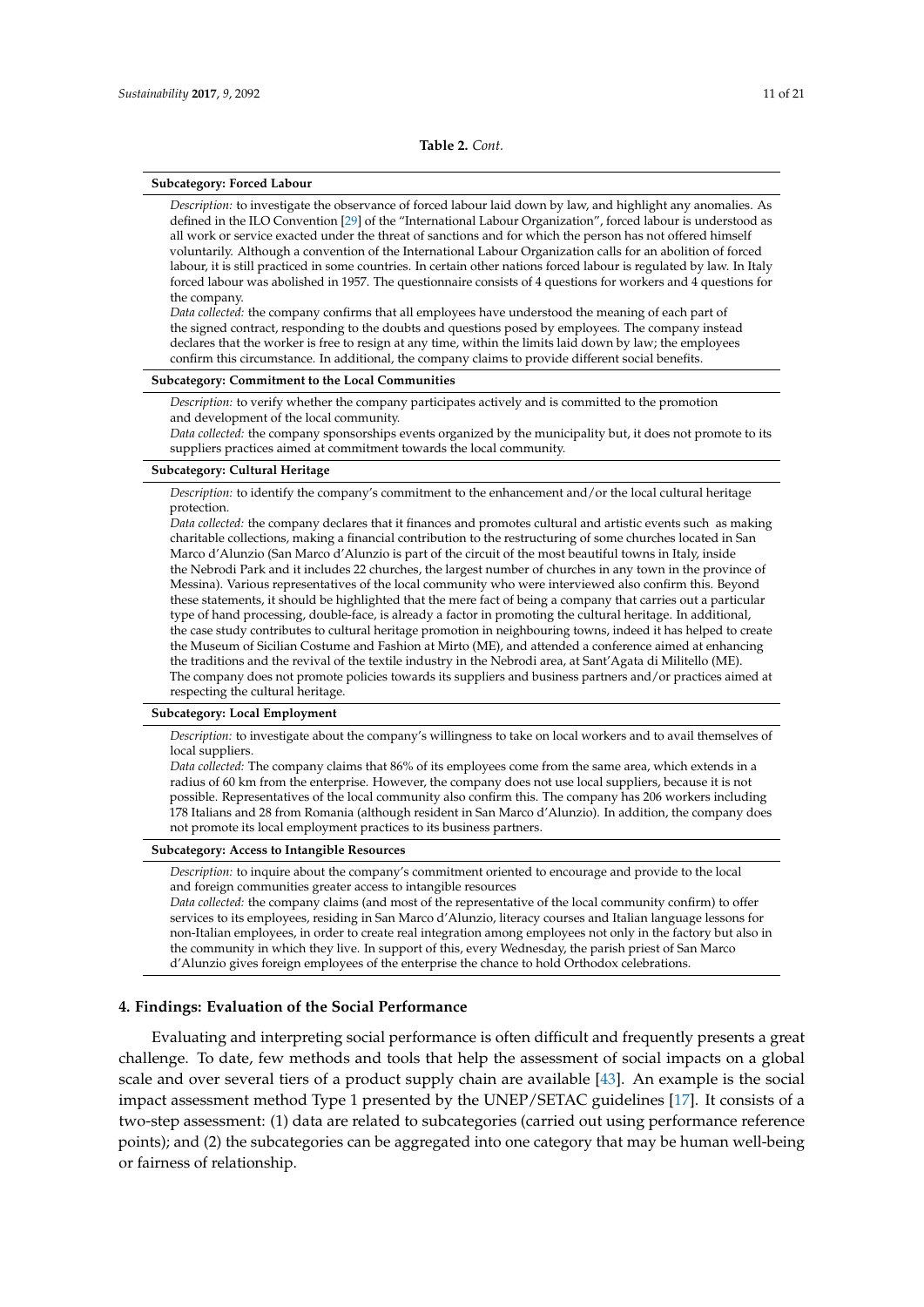**Table 2.** *Cont.*

| **Subcategory: Forced Labour** |
|---|
| *Description:* to investigate the observance of forced labour laid down by law, and highlight any anomalies. As defined in the ILO Convention [29] of the "International Labour Organization", forced labour is understood as all work or service exacted under the threat of sanctions and for which the person has not offered himself voluntarily. Although a convention of the International Labour Organization calls for an abolition of forced labour, it is still practiced in some countries. In certain other nations forced labour is regulated by law. In Italy forced labour was abolished in 1957. The questionnaire consists of 4 questions for workers and 4 questions for the company. *Data collected:* the company confirms that all employees have understood the meaning of each part of the signed contract, responding to the doubts and questions posed by employees. The company instead declares that the worker is free to resign at any time, within the limits laid down by law; the employees confirm this circumstance. In additional, the company claims to provide different social benefits. |
| **Subcategory: Commitment to the Local Communities** |
| *Description:* to verify whether the company participates actively and is committed to the promotion and development of the local community. *Data collected:* the company sponsorships events organized by the municipality but, it does not promote to its suppliers practices aimed at commitment towards the local community. |
| **Subcategory: Cultural Heritage** |
| *Description:* to identify the company's commitment to the enhancement and/or the local cultural heritage protection. *Data collected:* the company declares that it finances and promotes cultural and artistic events such as making charitable collections, making a financial contribution to the restructuring of some churches located in San Marco d'Alunzio (San Marco d'Alunzio is part of the circuit of the most beautiful towns in Italy, inside the Nebrodi Park and it includes 22 churches, the largest number of churches in any town in the province of Messina). Various representatives of the local community who were interviewed also confirm this. Beyond these statements, it should be highlighted that the mere fact of being a company that carries out a particular type of hand processing, double-face, is already a factor in promoting the cultural heritage. In additional, the case study contributes to cultural heritage promotion in neighbouring towns, indeed it has helped to create the Museum of Sicilian Costume and Fashion at Mirto (ME), and attended a conference aimed at enhancing the traditions and the revival of the textile industry in the Nebrodi area, at Sant'Agata di Militello (ME). The company does not promote policies towards its suppliers and business partners and/or practices aimed at respecting the cultural heritage. |
| **Subcategory: Local Employment** |
| *Description:* to investigate about the company's willingness to take on local workers and to avail themselves of local suppliers. *Data collected:* The company claims that 86% of its employees come from the same area, which extends in a radius of 60 km from the enterprise. However, the company does not use local suppliers, because it is not possible. Representatives of the local community also confirm this. The company has 206 workers including 178 Italians and 28 from Romania (although resident in San Marco d'Alunzio). In addition, the company does not promote its local employment practices to its business partners. |
| **Subcategory: Access to Intangible Resources** |
| *Description:* to inquire about the company's commitment oriented to encourage and provide to the local and foreign communities greater access to intangible resources *Data collected:* the company claims (and most of the representative of the local community confirm) to offer services to its employees, residing in San Marco d'Alunzio, literacy courses and Italian language lessons for non-Italian employees, in order to create real integration among employees not only in the factory but also in the community in which they live. In support of this, every Wednesday, the parish priest of San Marco d'Alunzio gives foreign employees of the enterprise the chance to hold Orthodox celebrations. |

## 4. Findings: Evaluation of the Social Performance

Evaluating and interpreting social performance is often difficult and frequently presents a great challenge. To date, few methods and tools that help the assessment of social impacts on a global scale and over several tiers of a product supply chain are available [43]. An example is the social impact assessment method Type 1 presented by the UNEP/SETAC guidelines [17]. It consists of a two-step assessment: (1) data are related to subcategories (carried out using performance reference points); and (2) the subcategories can be aggregated into one category that may be human well-being or fairness of relationship.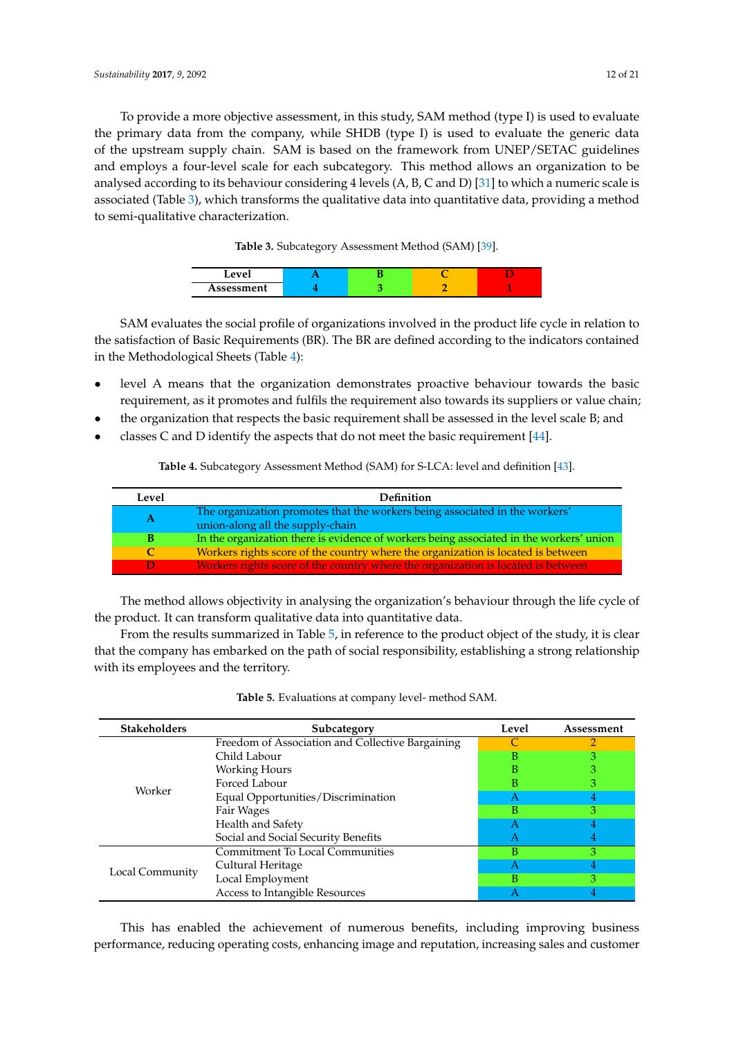To provide a more objective assessment, in this study, SAM method (type I) is used to evaluate the primary data from the company, while SHDB (type I) is used to evaluate the generic data of the upstream supply chain. SAM is based on the framework from UNEP/SETAC guidelines and employs a four-level scale for each subcategory. This method allows an organization to be analysed according to its behaviour considering 4 levels (A, B, C and D) [31] to which a numeric scale is associated (Table 3), which transforms the qualitative data into quantitative data, providing a method to semi-qualitative characterization.

**Table 3.** Subcategory Assessment Method (SAM) [39].

| Level | A | B | C | D |
|---|---|---|---|---|
| Assessment | 4 | 3 | 2 | 1 |

SAM evaluates the social profile of organizations involved in the product life cycle in relation to the satisfaction of Basic Requirements (BR). The BR are defined according to the indicators contained in the Methodological Sheets (Table 4):

- level A means that the organization demonstrates proactive behaviour towards the basic requirement, as it promotes and fulfils the requirement also towards its suppliers or value chain;
- the organization that respects the basic requirement shall be assessed in the level scale B; and
- classes C and D identify the aspects that do not meet the basic requirement [44].

**Table 4.** Subcategory Assessment Method (SAM) for S-LCA: level and definition [43].

| Level | Definition |
|---|---|
| A | The organization promotes that the workers being associated in the workers' union-along all the supply-chain |
| B | In the organization there is evidence of workers being associated in the workers' union |
| C | Workers rights score of the country where the organization is located is between |
| D | Workers rights score of the country where the organization is located is between |

The method allows objectivity in analysing the organization's behaviour through the life cycle of the product. It can transform qualitative data into quantitative data.

From the results summarized in Table 5, in reference to the product object of the study, it is clear that the company has embarked on the path of social responsibility, establishing a strong relationship with its employees and the territory.

**Table 5.** Evaluations at company level- method SAM.

| Stakeholders | Subcategory | Level | Assessment |
|---|---|---|---|
| Worker | Freedom of Association and Collective Bargaining | C | 2 |
| | Child Labour | B | 3 |
| | Working Hours | B | 3 |
| | Forced Labour | B | 3 |
| | Equal Opportunities/Discrimination | A | 4 |
| | Fair Wages | B | 3 |
| | Health and Safety | A | 4 |
| | Social and Social Security Benefits | A | 4 |
| Local Community | Commitment To Local Communities | B | 3 |
| | Cultural Heritage | A | 4 |
| | Local Employment | B | 3 |
| | Access to Intangible Resources | A | 4 |

This has enabled the achievement of numerous benefits, including improving business performance, reducing operating costs, enhancing image and reputation, increasing sales and customer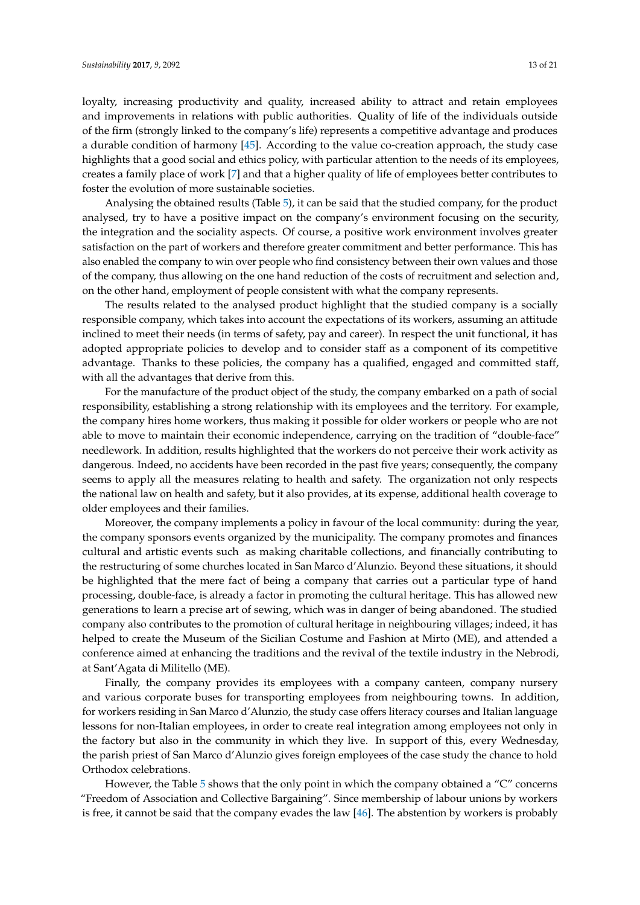loyalty, increasing productivity and quality, increased ability to attract and retain employees and improvements in relations with public authorities. Quality of life of the individuals outside of the firm (strongly linked to the company's life) represents a competitive advantage and produces a durable condition of harmony [45]. According to the value co-creation approach, the study case highlights that a good social and ethics policy, with particular attention to the needs of its employees, creates a family place of work [7] and that a higher quality of life of employees better contributes to foster the evolution of more sustainable societies.

Analysing the obtained results (Table 5), it can be said that the studied company, for the product analysed, try to have a positive impact on the company's environment focusing on the security, the integration and the sociality aspects. Of course, a positive work environment involves greater satisfaction on the part of workers and therefore greater commitment and better performance. This has also enabled the company to win over people who find consistency between their own values and those of the company, thus allowing on the one hand reduction of the costs of recruitment and selection and, on the other hand, employment of people consistent with what the company represents.

The results related to the analysed product highlight that the studied company is a socially responsible company, which takes into account the expectations of its workers, assuming an attitude inclined to meet their needs (in terms of safety, pay and career). In respect the unit functional, it has adopted appropriate policies to develop and to consider staff as a component of its competitive advantage. Thanks to these policies, the company has a qualified, engaged and committed staff, with all the advantages that derive from this.

For the manufacture of the product object of the study, the company embarked on a path of social responsibility, establishing a strong relationship with its employees and the territory. For example, the company hires home workers, thus making it possible for older workers or people who are not able to move to maintain their economic independence, carrying on the tradition of "double-face" needlework. In addition, results highlighted that the workers do not perceive their work activity as dangerous. Indeed, no accidents have been recorded in the past five years; consequently, the company seems to apply all the measures relating to health and safety. The organization not only respects the national law on health and safety, but it also provides, at its expense, additional health coverage to older employees and their families.

Moreover, the company implements a policy in favour of the local community: during the year, the company sponsors events organized by the municipality. The company promotes and finances cultural and artistic events such as making charitable collections, and financially contributing to the restructuring of some churches located in San Marco d'Alunzio. Beyond these situations, it should be highlighted that the mere fact of being a company that carries out a particular type of hand processing, double-face, is already a factor in promoting the cultural heritage. This has allowed new generations to learn a precise art of sewing, which was in danger of being abandoned. The studied company also contributes to the promotion of cultural heritage in neighbouring villages; indeed, it has helped to create the Museum of the Sicilian Costume and Fashion at Mirto (ME), and attended a conference aimed at enhancing the traditions and the revival of the textile industry in the Nebrodi, at Sant'Agata di Militello (ME).

Finally, the company provides its employees with a company canteen, company nursery and various corporate buses for transporting employees from neighbouring towns. In addition, for workers residing in San Marco d'Alunzio, the study case offers literacy courses and Italian language lessons for non-Italian employees, in order to create real integration among employees not only in the factory but also in the community in which they live. In support of this, every Wednesday, the parish priest of San Marco d'Alunzio gives foreign employees of the case study the chance to hold Orthodox celebrations.

However, the Table 5 shows that the only point in which the company obtained a "C" concerns "Freedom of Association and Collective Bargaining". Since membership of labour unions by workers is free, it cannot be said that the company evades the law [46]. The abstention by workers is probably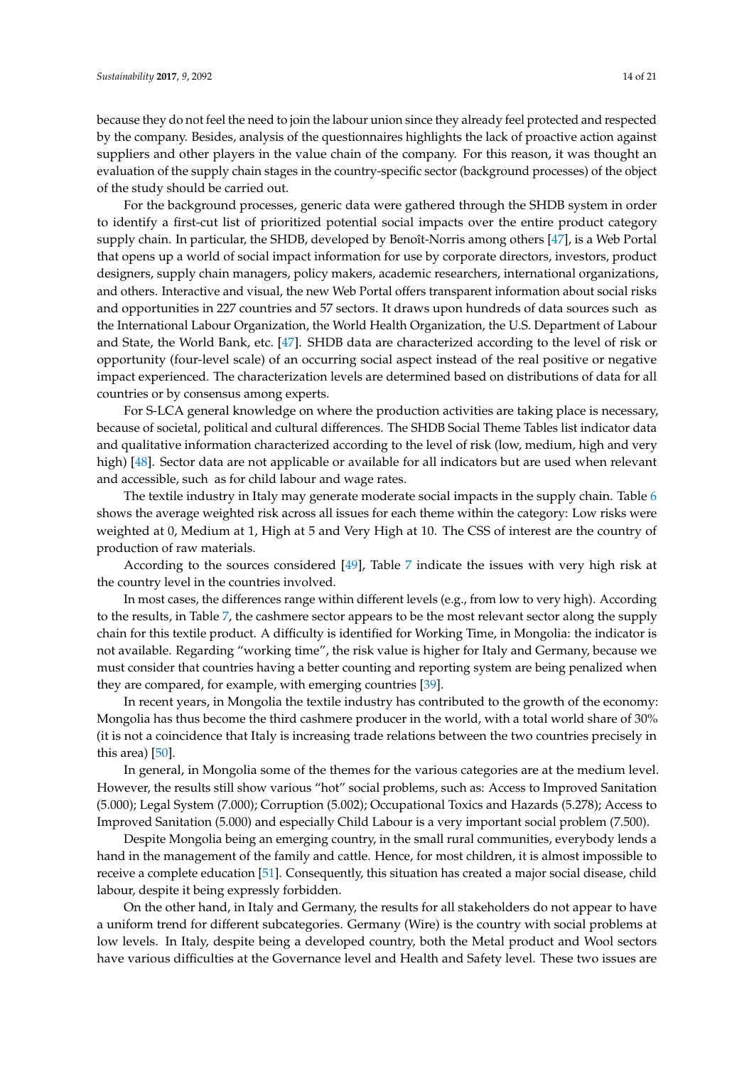because they do not feel the need to join the labour union since they already feel protected and respected by the company. Besides, analysis of the questionnaires highlights the lack of proactive action against suppliers and other players in the value chain of the company. For this reason, it was thought an evaluation of the supply chain stages in the country-specific sector (background processes) of the object of the study should be carried out.

For the background processes, generic data were gathered through the SHDB system in order to identify a first-cut list of prioritized potential social impacts over the entire product category supply chain. In particular, the SHDB, developed by Benoît-Norris among others [47], is a Web Portal that opens up a world of social impact information for use by corporate directors, investors, product designers, supply chain managers, policy makers, academic researchers, international organizations, and others. Interactive and visual, the new Web Portal offers transparent information about social risks and opportunities in 227 countries and 57 sectors. It draws upon hundreds of data sources such as the International Labour Organization, the World Health Organization, the U.S. Department of Labour and State, the World Bank, etc. [47]. SHDB data are characterized according to the level of risk or opportunity (four-level scale) of an occurring social aspect instead of the real positive or negative impact experienced. The characterization levels are determined based on distributions of data for all countries or by consensus among experts.

For S-LCA general knowledge on where the production activities are taking place is necessary, because of societal, political and cultural differences. The SHDB Social Theme Tables list indicator data and qualitative information characterized according to the level of risk (low, medium, high and very high) [48]. Sector data are not applicable or available for all indicators but are used when relevant and accessible, such as for child labour and wage rates.

The textile industry in Italy may generate moderate social impacts in the supply chain. Table 6 shows the average weighted risk across all issues for each theme within the category: Low risks were weighted at 0, Medium at 1, High at 5 and Very High at 10. The CSS of interest are the country of production of raw materials.

According to the sources considered [49], Table 7 indicate the issues with very high risk at the country level in the countries involved.

In most cases, the differences range within different levels (e.g., from low to very high). According to the results, in Table 7, the cashmere sector appears to be the most relevant sector along the supply chain for this textile product. A difficulty is identified for Working Time, in Mongolia: the indicator is not available. Regarding "working time", the risk value is higher for Italy and Germany, because we must consider that countries having a better counting and reporting system are being penalized when they are compared, for example, with emerging countries [39].

In recent years, in Mongolia the textile industry has contributed to the growth of the economy: Mongolia has thus become the third cashmere producer in the world, with a total world share of 30% (it is not a coincidence that Italy is increasing trade relations between the two countries precisely in this area) [50].

In general, in Mongolia some of the themes for the various categories are at the medium level. However, the results still show various "hot" social problems, such as: Access to Improved Sanitation (5.000); Legal System (7.000); Corruption (5.002); Occupational Toxics and Hazards (5.278); Access to Improved Sanitation (5.000) and especially Child Labour is a very important social problem (7.500).

Despite Mongolia being an emerging country, in the small rural communities, everybody lends a hand in the management of the family and cattle. Hence, for most children, it is almost impossible to receive a complete education [51]. Consequently, this situation has created a major social disease, child labour, despite it being expressly forbidden.

On the other hand, in Italy and Germany, the results for all stakeholders do not appear to have a uniform trend for different subcategories. Germany (Wire) is the country with social problems at low levels. In Italy, despite being a developed country, both the Metal product and Wool sectors have various difficulties at the Governance level and Health and Safety level. These two issues are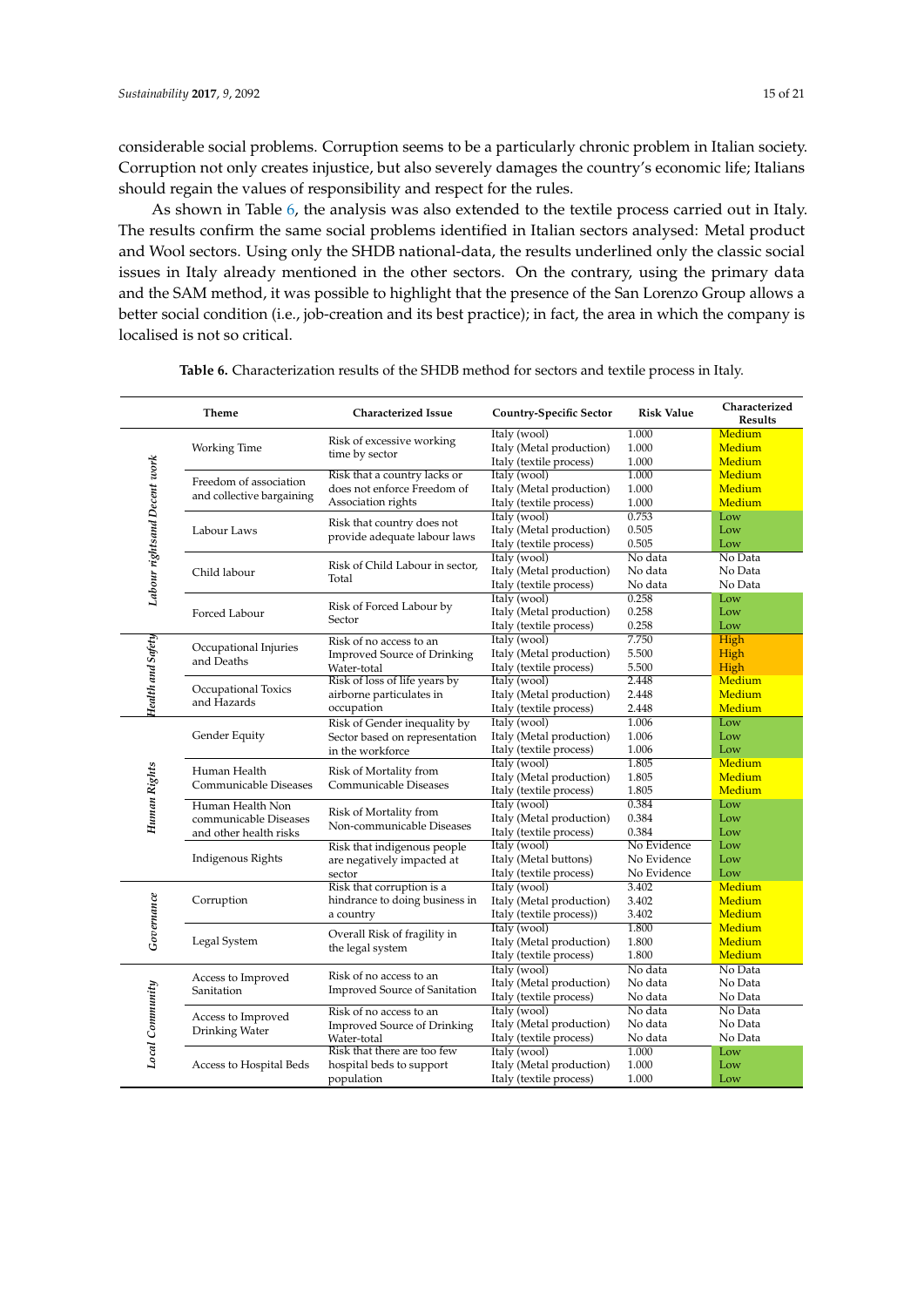considerable social problems. Corruption seems to be a particularly chronic problem in Italian society. Corruption not only creates injustice, but also severely damages the country's economic life; Italians should regain the values of responsibility and respect for the rules.

As shown in Table 6, the analysis was also extended to the textile process carried out in Italy. The results confirm the same social problems identified in Italian sectors analysed: Metal product and Wool sectors. Using only the SHDB national-data, the results underlined only the classic social issues in Italy already mentioned in the other sectors. On the contrary, using the primary data and the SAM method, it was possible to highlight that the presence of the San Lorenzo Group allows a better social condition (i.e., job-creation and its best practice); in fact, the area in which the company is localised is not so critical.

**Table 6.** Characterization results of the SHDB method for sectors and textile process in Italy.

| | Theme | Characterized Issue | Country-Specific Sector | Risk Value | Characterized Results |
|---|---|---|---|---|---|
| *Labour rightsand Decent work* | Working Time | Risk of excessive working time by sector | Italy (wool) | 1.000 | Medium |
| | | | Italy (Metal production) | 1.000 | Medium |
| | | | Italy (textile process) | 1.000 | Medium |
| | Freedom of association and collective bargaining | Risk that a country lacks or does not enforce Freedom of Association rights | Italy (wool) | 1.000 | Medium |
| | | | Italy (Metal production) | 1.000 | Medium |
| | | | Italy (textile process) | 1.000 | Medium |
| | Labour Laws | Risk that country does not provide adequate labour laws | Italy (wool) | 0.753 | Low |
| | | | Italy (Metal production) | 0.505 | Low |
| | | | Italy (textile process) | 0.505 | Low |
| | Child labour | Risk of Child Labour in sector, Total | Italy (wool) | No data | No Data |
| | | | Italy (Metal production) | No data | No Data |
| | | | Italy (textile process) | No data | No Data |
| | Forced Labour | Risk of Forced Labour by Sector | Italy (wool) | 0.258 | Low |
| | | | Italy (Metal production) | 0.258 | Low |
| | | | Italy (textile process) | 0.258 | Low |
| *Health and Safety* | Occupational Injuries and Deaths | Risk of no access to an Improved Source of Drinking Water-total | Italy (wool) | 7.750 | High |
| | | | Italy (Metal production) | 5.500 | High |
| | | | Italy (textile process) | 5.500 | High |
| | Occupational Toxics and Hazards | Risk of loss of life years by airborne particulates in occupation | Italy (wool) | 2.448 | Medium |
| | | | Italy (Metal production) | 2.448 | Medium |
| | | | Italy (textile process) | 2.448 | Medium |
| *Human Rights* | Gender Equity | Risk of Gender inequality by Sector based on representation in the workforce | Italy (wool) | 1.006 | Low |
| | | | Italy (Metal production) | 1.006 | Low |
| | | | Italy (textile process) | 1.006 | Low |
| | Human Health Communicable Diseases | Risk of Mortality from Communicable Diseases | Italy (wool) | 1.805 | Medium |
| | | | Italy (Metal production) | 1.805 | Medium |
| | | | Italy (textile process) | 1.805 | Medium |
| | Human Health Non communicable Diseases and other health risks | Risk of Mortality from Non-communicable Diseases | Italy (wool) | 0.384 | Low |
| | | | Italy (Metal production) | 0.384 | Low |
| | | | Italy (textile process) | 0.384 | Low |
| | Indigenous Rights | Risk that indigenous people are negatively impacted at sector | Italy (wool) | No Evidence | Low |
| | | | Italy (Metal buttons) | No Evidence | Low |
| | | | Italy (textile process) | No Evidence | Low |
| *Governance* | Corruption | Risk that corruption is a hindrance to doing business in a country | Italy (wool) | 3.402 | Medium |
| | | | Italy (Metal production) | 3.402 | Medium |
| | | | Italy (textile process)) | 3.402 | Medium |
| | Legal System | Overall Risk of fragility in the legal system | Italy (wool) | 1.800 | Medium |
| | | | Italy (Metal production) | 1.800 | Medium |
| | | | Italy (textile process) | 1.800 | Medium |
| *Local Community* | Access to Improved Sanitation | Risk of no access to an Improved Source of Sanitation | Italy (wool) | No data | No Data |
| | | | Italy (Metal production) | No data | No Data |
| | | | Italy (textile process) | No data | No Data |
| | Access to Improved Drinking Water | Risk of no access to an Improved Source of Drinking Water-total | Italy (wool) | No data | No Data |
| | | | Italy (Metal production) | No data | No Data |
| | | | Italy (textile process) | No data | No Data |
| | Access to Hospital Beds | Risk that there are too few hospital beds to support population | Italy (wool) | 1.000 | Low |
| | | | Italy (Metal production) | 1.000 | Low |
| | | | Italy (textile process) | 1.000 | Low |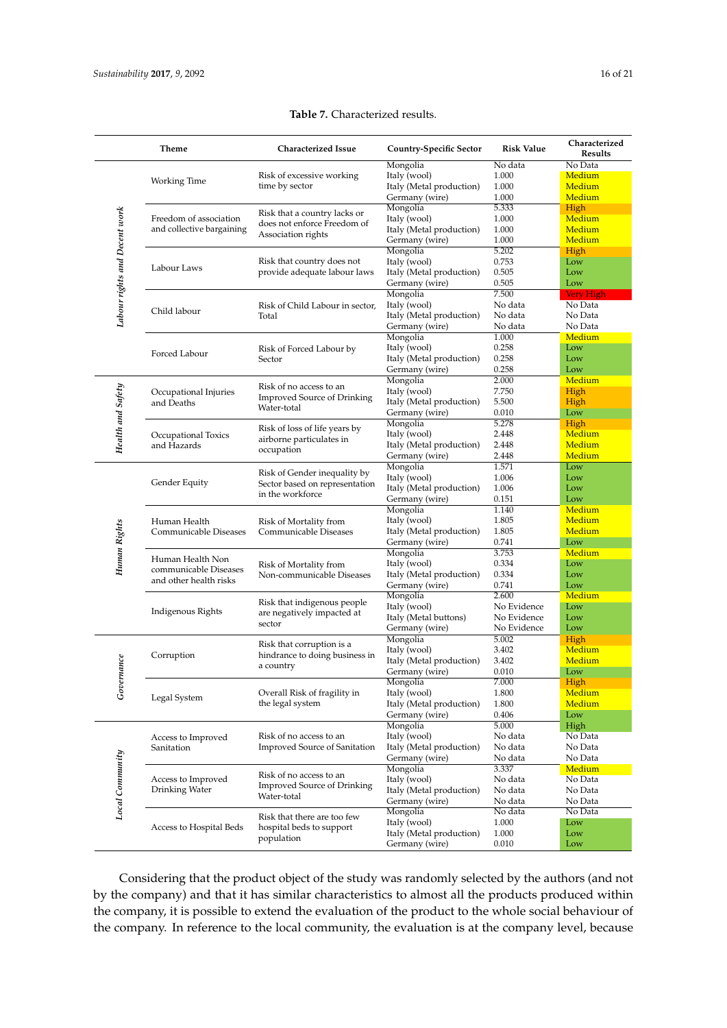**Table 7.** Characterized results.

| | Theme | Characterized Issue | Country-Specific Sector | Risk Value | Characterized Results |
|---|---|---|---|---|---|
| *Labour rights and Decent work* | Working Time | Risk of excessive working time by sector | Mongolia | No data | No Data |
| | | | Italy (wool) | 1.000 | Medium |
| | | | Italy (Metal production) | 1.000 | Medium |
| | | | Germany (wire) | 1.000 | Medium |
| | Freedom of association and collective bargaining | Risk that a country lacks or does not enforce Freedom of Association rights | Mongolia | 5.333 | High |
| | | | Italy (wool) | 1.000 | Medium |
| | | | Italy (Metal production) | 1.000 | Medium |
| | | | Germany (wire) | 1.000 | Medium |
| | Labour Laws | Risk that country does not provide adequate labour laws | Mongolia | 5.202 | High |
| | | | Italy (wool) | 0.753 | Low |
| | | | Italy (Metal production) | 0.505 | Low |
| | | | Germany (wire) | 0.505 | Low |
| | Child labour | Risk of Child Labour in sector, Total | Mongolia | 7.500 | Very High |
| | | | Italy (wool) | No data | No Data |
| | | | Italy (Metal production) | No data | No Data |
| | | | Germany (wire) | No data | No Data |
| | Forced Labour | Risk of Forced Labour by Sector | Mongolia | 1.000 | Medium |
| | | | Italy (wool) | 0.258 | Low |
| | | | Italy (Metal production) | 0.258 | Low |
| | | | Germany (wire) | 0.258 | Low |
| *Health and Safety* | Occupational Injuries and Deaths | Risk of no access to an Improved Source of Drinking Water-total | Mongolia | 2.000 | Medium |
| | | | Italy (wool) | 7.750 | High |
| | | | Italy (Metal production) | 5.500 | High |
| | | | Germany (wire) | 0.010 | Low |
| | Occupational Toxics and Hazards | Risk of loss of life years by airborne particulates in occupation | Mongolia | 5.278 | High |
| | | | Italy (wool) | 2.448 | Medium |
| | | | Italy (Metal production) | 2.448 | Medium |
| | | | Germany (wire) | 2.448 | Medium |
| *Human Rights* | Gender Equity | Risk of Gender inequality by Sector based on representation in the workforce | Mongolia | 1.571 | Low |
| | | | Italy (wool) | 1.006 | Low |
| | | | Italy (Metal production) | 1.006 | Low |
| | | | Germany (wire) | 0.151 | Low |
| | Human Health Communicable Diseases | Risk of Mortality from Communicable Diseases | Mongolia | 1.140 | Medium |
| | | | Italy (wool) | 1.805 | Medium |
| | | | Italy (Metal production) | 1.805 | Medium |
| | | | Germany (wire) | 0.741 | Low |
| | Human Health Non communicable Diseases and other health risks | Risk of Mortality from Non-communicable Diseases | Mongolia | 3.753 | Medium |
| | | | Italy (wool) | 0.334 | Low |
| | | | Italy (Metal production) | 0.334 | Low |
| | | | Germany (wire) | 0.741 | Low |
| | Indigenous Rights | Risk that indigenous people are negatively impacted at sector | Mongolia | 2.600 | Medium |
| | | | Italy (wool) | No Evidence | Low |
| | | | Italy (Metal buttons) | No Evidence | Low |
| | | | Germany (wire) | No Evidence | Low |
| *Governance* | Corruption | Risk that corruption is a hindrance to doing business in a country | Mongolia | 5.002 | High |
| | | | Italy (wool) | 3.402 | Medium |
| | | | Italy (Metal production) | 3.402 | Medium |
| | | | Germany (wire) | 0.010 | Low |
| | Legal System | Overall Risk of fragility in the legal system | Mongolia | 7.000 | High |
| | | | Italy (wool) | 1.800 | Medium |
| | | | Italy (Metal production) | 1.800 | Medium |
| | | | Germany (wire) | 0.406 | Low |
| *Local Community* | Access to Improved Sanitation | Risk of no access to an Improved Source of Sanitation | Mongolia | 5.000 | High |
| | | | Italy (wool) | No data | No Data |
| | | | Italy (Metal production) | No data | No Data |
| | | | Germany (wire) | No data | No Data |
| | Access to Improved Drinking Water | Risk of no access to an Improved Source of Drinking Water-total | Mongolia | 3.337 | Medium |
| | | | Italy (wool) | No data | No Data |
| | | | Italy (Metal production) | No data | No Data |
| | | | Germany (wire) | No data | No Data |
| | Access to Hospital Beds | Risk that there are too few hospital beds to support population | Mongolia | No data | No Data |
| | | | Italy (wool) | 1.000 | Low |
| | | | Italy (Metal production) | 1.000 | Low |
| | | | Germany (wire) | 0.010 | Low |

Considering that the product object of the study was randomly selected by the authors (and not by the company) and that it has similar characteristics to almost all the products produced within the company, it is possible to extend the evaluation of the product to the whole social behaviour of the company. In reference to the local community, the evaluation is at the company level, because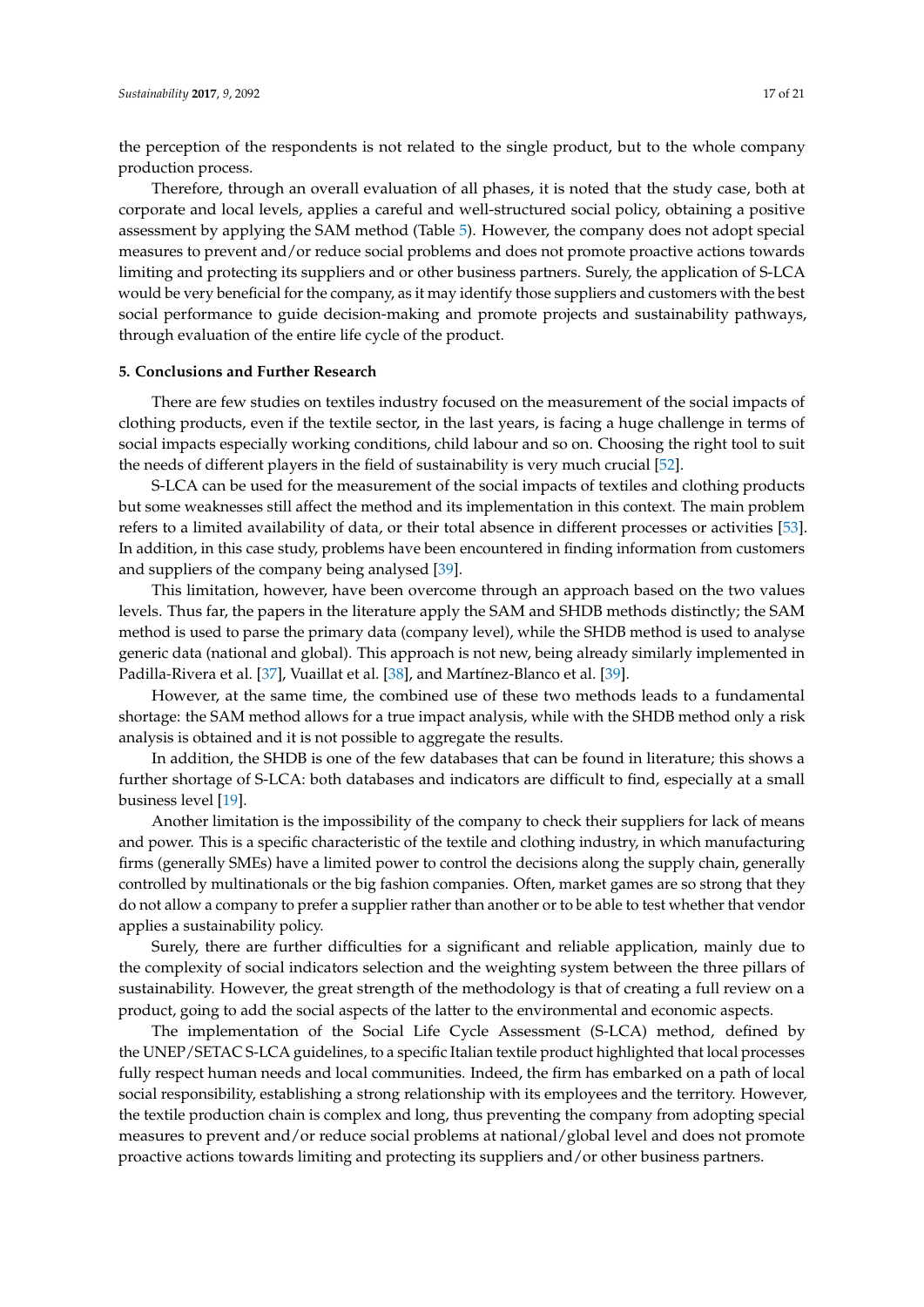the perception of the respondents is not related to the single product, but to the whole company production process.

Therefore, through an overall evaluation of all phases, it is noted that the study case, both at corporate and local levels, applies a careful and well-structured social policy, obtaining a positive assessment by applying the SAM method (Table 5). However, the company does not adopt special measures to prevent and/or reduce social problems and does not promote proactive actions towards limiting and protecting its suppliers and or other business partners. Surely, the application of S-LCA would be very beneficial for the company, as it may identify those suppliers and customers with the best social performance to guide decision-making and promote projects and sustainability pathways, through evaluation of the entire life cycle of the product.

## 5. Conclusions and Further Research

There are few studies on textiles industry focused on the measurement of the social impacts of clothing products, even if the textile sector, in the last years, is facing a huge challenge in terms of social impacts especially working conditions, child labour and so on. Choosing the right tool to suit the needs of different players in the field of sustainability is very much crucial [52].

S-LCA can be used for the measurement of the social impacts of textiles and clothing products but some weaknesses still affect the method and its implementation in this context. The main problem refers to a limited availability of data, or their total absence in different processes or activities [53]. In addition, in this case study, problems have been encountered in finding information from customers and suppliers of the company being analysed [39].

This limitation, however, have been overcome through an approach based on the two values levels. Thus far, the papers in the literature apply the SAM and SHDB methods distinctly; the SAM method is used to parse the primary data (company level), while the SHDB method is used to analyse generic data (national and global). This approach is not new, being already similarly implemented in Padilla-Rivera et al. [37], Vuaillat et al. [38], and Martínez-Blanco et al. [39].

However, at the same time, the combined use of these two methods leads to a fundamental shortage: the SAM method allows for a true impact analysis, while with the SHDB method only a risk analysis is obtained and it is not possible to aggregate the results.

In addition, the SHDB is one of the few databases that can be found in literature; this shows a further shortage of S-LCA: both databases and indicators are difficult to find, especially at a small business level [19].

Another limitation is the impossibility of the company to check their suppliers for lack of means and power. This is a specific characteristic of the textile and clothing industry, in which manufacturing firms (generally SMEs) have a limited power to control the decisions along the supply chain, generally controlled by multinationals or the big fashion companies. Often, market games are so strong that they do not allow a company to prefer a supplier rather than another or to be able to test whether that vendor applies a sustainability policy.

Surely, there are further difficulties for a significant and reliable application, mainly due to the complexity of social indicators selection and the weighting system between the three pillars of sustainability. However, the great strength of the methodology is that of creating a full review on a product, going to add the social aspects of the latter to the environmental and economic aspects.

The implementation of the Social Life Cycle Assessment (S-LCA) method, defined by the UNEP/SETAC S-LCA guidelines, to a specific Italian textile product highlighted that local processes fully respect human needs and local communities. Indeed, the firm has embarked on a path of local social responsibility, establishing a strong relationship with its employees and the territory. However, the textile production chain is complex and long, thus preventing the company from adopting special measures to prevent and/or reduce social problems at national/global level and does not promote proactive actions towards limiting and protecting its suppliers and/or other business partners.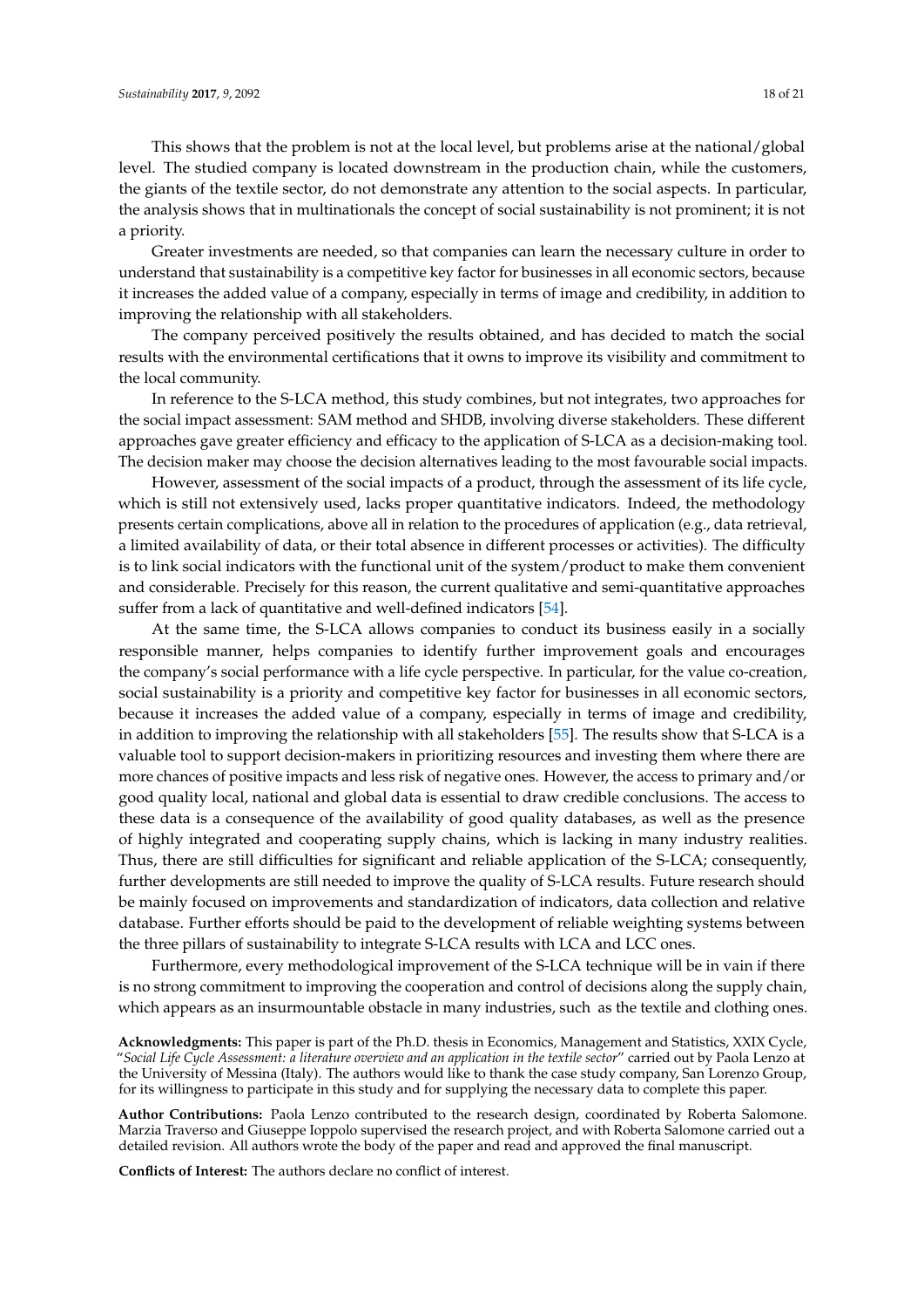This shows that the problem is not at the local level, but problems arise at the national/global level. The studied company is located downstream in the production chain, while the customers, the giants of the textile sector, do not demonstrate any attention to the social aspects. In particular, the analysis shows that in multinationals the concept of social sustainability is not prominent; it is not a priority.

Greater investments are needed, so that companies can learn the necessary culture in order to understand that sustainability is a competitive key factor for businesses in all economic sectors, because it increases the added value of a company, especially in terms of image and credibility, in addition to improving the relationship with all stakeholders.

The company perceived positively the results obtained, and has decided to match the social results with the environmental certifications that it owns to improve its visibility and commitment to the local community.

In reference to the S-LCA method, this study combines, but not integrates, two approaches for the social impact assessment: SAM method and SHDB, involving diverse stakeholders. These different approaches gave greater efficiency and efficacy to the application of S-LCA as a decision-making tool. The decision maker may choose the decision alternatives leading to the most favourable social impacts.

However, assessment of the social impacts of a product, through the assessment of its life cycle, which is still not extensively used, lacks proper quantitative indicators. Indeed, the methodology presents certain complications, above all in relation to the procedures of application (e.g., data retrieval, a limited availability of data, or their total absence in different processes or activities). The difficulty is to link social indicators with the functional unit of the system/product to make them convenient and considerable. Precisely for this reason, the current qualitative and semi-quantitative approaches suffer from a lack of quantitative and well-defined indicators [54].

At the same time, the S-LCA allows companies to conduct its business easily in a socially responsible manner, helps companies to identify further improvement goals and encourages the company's social performance with a life cycle perspective. In particular, for the value co-creation, social sustainability is a priority and competitive key factor for businesses in all economic sectors, because it increases the added value of a company, especially in terms of image and credibility, in addition to improving the relationship with all stakeholders [55]. The results show that S-LCA is a valuable tool to support decision-makers in prioritizing resources and investing them where there are more chances of positive impacts and less risk of negative ones. However, the access to primary and/or good quality local, national and global data is essential to draw credible conclusions. The access to these data is a consequence of the availability of good quality databases, as well as the presence of highly integrated and cooperating supply chains, which is lacking in many industry realities. Thus, there are still difficulties for significant and reliable application of the S-LCA; consequently, further developments are still needed to improve the quality of S-LCA results. Future research should be mainly focused on improvements and standardization of indicators, data collection and relative database. Further efforts should be paid to the development of reliable weighting systems between the three pillars of sustainability to integrate S-LCA results with LCA and LCC ones.

Furthermore, every methodological improvement of the S-LCA technique will be in vain if there is no strong commitment to improving the cooperation and control of decisions along the supply chain, which appears as an insurmountable obstacle in many industries, such as the textile and clothing ones.

**Acknowledgments:** This paper is part of the Ph.D. thesis in Economics, Management and Statistics, XXIX Cycle, "*Social Life Cycle Assessment: a literature overview and an application in the textile sector*" carried out by Paola Lenzo at the University of Messina (Italy). The authors would like to thank the case study company, San Lorenzo Group, for its willingness to participate in this study and for supplying the necessary data to complete this paper.

**Author Contributions:** Paola Lenzo contributed to the research design, coordinated by Roberta Salomone. Marzia Traverso and Giuseppe Ioppolo supervised the research project, and with Roberta Salomone carried out a detailed revision. All authors wrote the body of the paper and read and approved the final manuscript.

**Conflicts of Interest:** The authors declare no conflict of interest.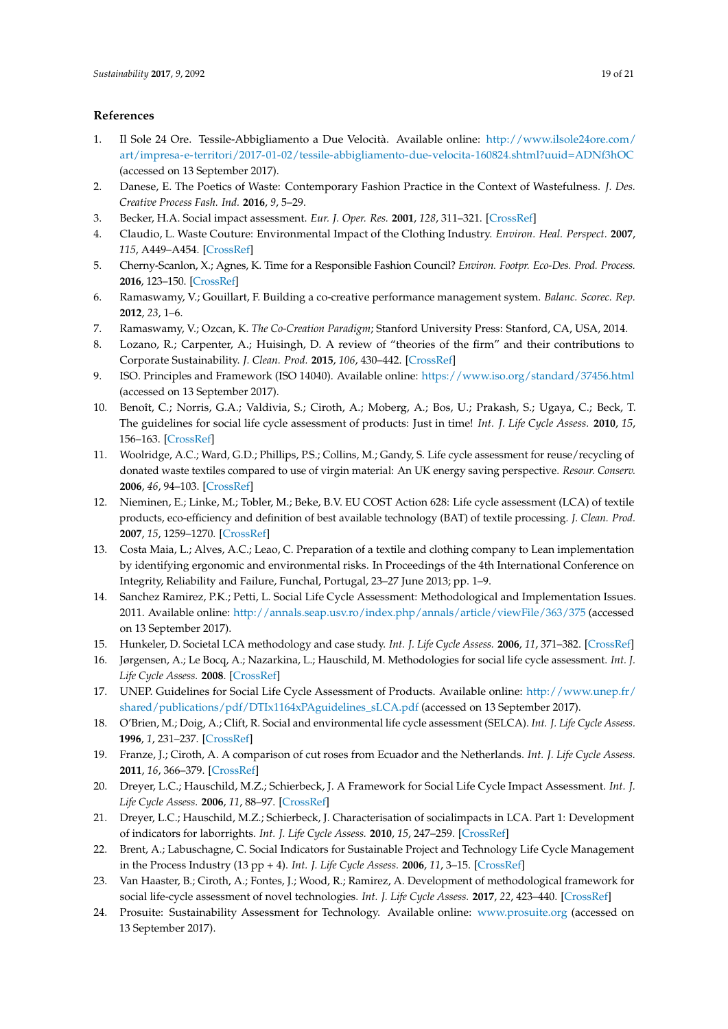## References

1. Il Sole 24 Ore. Tessile-Abbigliamento a Due Velocità. Available online: http://www.ilsole24ore.com/art/impresa-e-territori/2017-01-02/tessile-abbigliamento-due-velocita-160824.shtml?uuid=ADNf3hOC (accessed on 13 September 2017).
2. Danese, E. The Poetics of Waste: Contemporary Fashion Practice in the Context of Wastefulness. *J. Des. Creative Process Fash. Ind.* **2016**, *9*, 5–29.
3. Becker, H.A. Social impact assessment. *Eur. J. Oper. Res.* **2001**, *128*, 311–321. [CrossRef]
4. Claudio, L. Waste Couture: Environmental Impact of the Clothing Industry. *Environ. Heal. Perspect.* **2007**, *115*, A449–A454. [CrossRef]
5. Cherny-Scanlon, X.; Agnes, K. Time for a Responsible Fashion Council? *Environ. Footpr. Eco-Des. Prod. Process.* **2016**, 123–150. [CrossRef]
6. Ramaswamy, V.; Gouillart, F. Building a co-creative performance management system. *Balanc. Scorec. Rep.* **2012**, *23*, 1–6.
7. Ramaswamy, V.; Ozcan, K. *The Co-Creation Paradigm*; Stanford University Press: Stanford, CA, USA, 2014.
8. Lozano, R.; Carpenter, A.; Huisingh, D. A review of "theories of the firm" and their contributions to Corporate Sustainability. *J. Clean. Prod.* **2015**, *106*, 430–442. [CrossRef]
9. ISO. Principles and Framework (ISO 14040). Available online: https://www.iso.org/standard/37456.html (accessed on 13 September 2017).
10. Benoît, C.; Norris, G.A.; Valdivia, S.; Ciroth, A.; Moberg, A.; Bos, U.; Prakash, S.; Ugaya, C.; Beck, T. The guidelines for social life cycle assessment of products: Just in time! *Int. J. Life Cycle Assess.* **2010**, *15*, 156–163. [CrossRef]
11. Woolridge, A.C.; Ward, G.D.; Phillips, P.S.; Collins, M.; Gandy, S. Life cycle assessment for reuse/recycling of donated waste textiles compared to use of virgin material: An UK energy saving perspective. *Resour. Conserv.* **2006**, *46*, 94–103. [CrossRef]
12. Nieminen, E.; Linke, M.; Tobler, M.; Beke, B.V. EU COST Action 628: Life cycle assessment (LCA) of textile products, eco-efficiency and definition of best available technology (BAT) of textile processing. *J. Clean. Prod.* **2007**, *15*, 1259–1270. [CrossRef]
13. Costa Maia, L.; Alves, A.C.; Leao, C. Preparation of a textile and clothing company to Lean implementation by identifying ergonomic and environmental risks. In Proceedings of the 4th International Conference on Integrity, Reliability and Failure, Funchal, Portugal, 23–27 June 2013; pp. 1–9.
14. Sanchez Ramirez, P.K.; Petti, L. Social Life Cycle Assessment: Methodological and Implementation Issues. 2011. Available online: http://annals.seap.usv.ro/index.php/annals/article/viewFile/363/375 (accessed on 13 September 2017).
15. Hunkeler, D. Societal LCA methodology and case study. *Int. J. Life Cycle Assess.* **2006**, *11*, 371–382. [CrossRef]
16. Jørgensen, A.; Le Bocq, A.; Nazarkina, L.; Hauschild, M. Methodologies for social life cycle assessment. *Int. J. Life Cycle Assess.* **2008**. [CrossRef]
17. UNEP. Guidelines for Social Life Cycle Assessment of Products. Available online: http://www.unep.fr/shared/publications/pdf/DTIx1164xPAguidelines_sLCA.pdf (accessed on 13 September 2017).
18. O'Brien, M.; Doig, A.; Clift, R. Social and environmental life cycle assessment (SELCA). *Int. J. Life Cycle Assess.* **1996**, *1*, 231–237. [CrossRef]
19. Franze, J.; Ciroth, A. A comparison of cut roses from Ecuador and the Netherlands. *Int. J. Life Cycle Assess.* **2011**, *16*, 366–379. [CrossRef]
20. Dreyer, L.C.; Hauschild, M.Z.; Schierbeck, J. A Framework for Social Life Cycle Impact Assessment. *Int. J. Life Cycle Assess.* **2006**, *11*, 88–97. [CrossRef]
21. Dreyer, L.C.; Hauschild, M.Z.; Schierbeck, J. Characterisation of socialimpacts in LCA. Part 1: Development of indicators for laborrights. *Int. J. Life Cycle Assess.* **2010**, *15*, 247–259. [CrossRef]
22. Brent, A.; Labuschagne, C. Social Indicators for Sustainable Project and Technology Life Cycle Management in the Process Industry (13 pp + 4). *Int. J. Life Cycle Assess.* **2006**, *11*, 3–15. [CrossRef]
23. Van Haaster, B.; Ciroth, A.; Fontes, J.; Wood, R.; Ramirez, A. Development of methodological framework for social life-cycle assessment of novel technologies. *Int. J. Life Cycle Assess.* **2017**, *22*, 423–440. [CrossRef]
24. Prosuite: Sustainability Assessment for Technology. Available online: www.prosuite.org (accessed on 13 September 2017).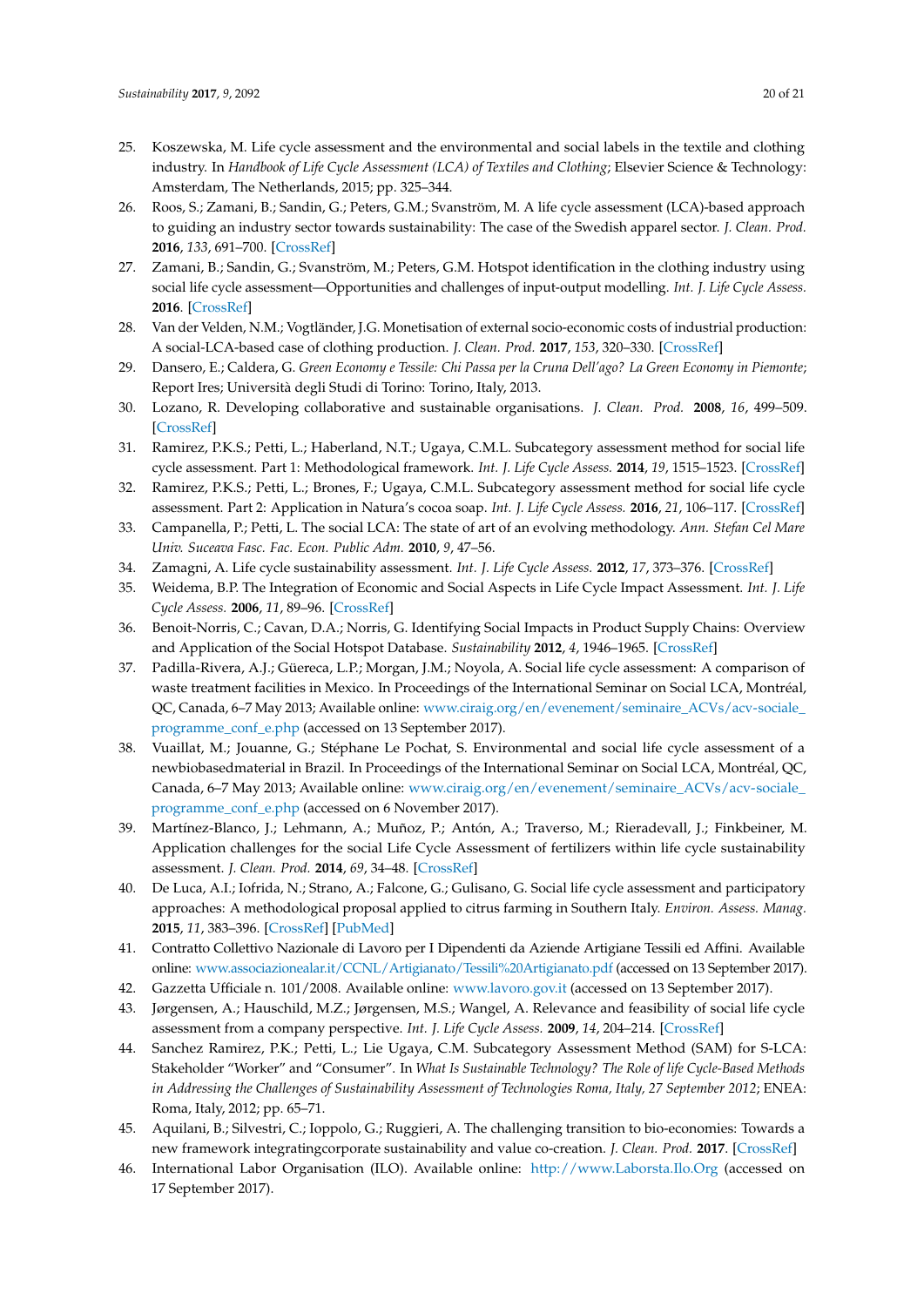25. Koszewska, M. Life cycle assessment and the environmental and social labels in the textile and clothing industry. In *Handbook of Life Cycle Assessment (LCA) of Textiles and Clothing*; Elsevier Science & Technology: Amsterdam, The Netherlands, 2015; pp. 325–344.
26. Roos, S.; Zamani, B.; Sandin, G.; Peters, G.M.; Svanström, M. A life cycle assessment (LCA)-based approach to guiding an industry sector towards sustainability: The case of the Swedish apparel sector. *J. Clean. Prod.* **2016**, *133*, 691–700. [CrossRef]
27. Zamani, B.; Sandin, G.; Svanström, M.; Peters, G.M. Hotspot identification in the clothing industry using social life cycle assessment—Opportunities and challenges of input-output modelling. *Int. J. Life Cycle Assess.* **2016**. [CrossRef]
28. Van der Velden, N.M.; Vogtländer, J.G. Monetisation of external socio-economic costs of industrial production: A social-LCA-based case of clothing production. *J. Clean. Prod.* **2017**, *153*, 320–330. [CrossRef]
29. Dansero, E.; Caldera, G. *Green Economy e Tessile: Chi Passa per la Cruna Dell'ago? La Green Economy in Piemonte*; Report Ires; Università degli Studi di Torino: Torino, Italy, 2013.
30. Lozano, R. Developing collaborative and sustainable organisations. *J. Clean. Prod.* **2008**, *16*, 499–509. [CrossRef]
31. Ramirez, P.K.S.; Petti, L.; Haberland, N.T.; Ugaya, C.M.L. Subcategory assessment method for social life cycle assessment. Part 1: Methodological framework. *Int. J. Life Cycle Assess.* **2014**, *19*, 1515–1523. [CrossRef]
32. Ramirez, P.K.S.; Petti, L.; Brones, F.; Ugaya, C.M.L. Subcategory assessment method for social life cycle assessment. Part 2: Application in Natura's cocoa soap. *Int. J. Life Cycle Assess.* **2016**, *21*, 106–117. [CrossRef]
33. Campanella, P.; Petti, L. The social LCA: The state of art of an evolving methodology. *Ann. Stefan Cel Mare Univ. Suceava Fasc. Fac. Econ. Public Adm.* **2010**, *9*, 47–56.
34. Zamagni, A. Life cycle sustainability assessment. *Int. J. Life Cycle Assess.* **2012**, *17*, 373–376. [CrossRef]
35. Weidema, B.P. The Integration of Economic and Social Aspects in Life Cycle Impact Assessment. *Int. J. Life Cycle Assess.* **2006**, *11*, 89–96. [CrossRef]
36. Benoit-Norris, C.; Cavan, D.A.; Norris, G. Identifying Social Impacts in Product Supply Chains: Overview and Application of the Social Hotspot Database. *Sustainability* **2012**, *4*, 1946–1965. [CrossRef]
37. Padilla-Rivera, A.J.; Güereca, L.P.; Morgan, J.M.; Noyola, A. Social life cycle assessment: A comparison of waste treatment facilities in Mexico. In Proceedings of the International Seminar on Social LCA, Montréal, QC, Canada, 6–7 May 2013; Available online: www.ciraig.org/en/evenement/seminaire_ACVs/acv-sociale_programme_conf_e.php (accessed on 13 September 2017).
38. Vuaillat, M.; Jouanne, G.; Stéphane Le Pochat, S. Environmental and social life cycle assessment of a newbiobasedmaterial in Brazil. In Proceedings of the International Seminar on Social LCA, Montréal, QC, Canada, 6–7 May 2013; Available online: www.ciraig.org/en/evenement/seminaire_ACVs/acv-sociale_programme_conf_e.php (accessed on 6 November 2017).
39. Martínez-Blanco, J.; Lehmann, A.; Muñoz, P.; Antón, A.; Traverso, M.; Rieradevall, J.; Finkbeiner, M. Application challenges for the social Life Cycle Assessment of fertilizers within life cycle sustainability assessment. *J. Clean. Prod.* **2014**, *69*, 34–48. [CrossRef]
40. De Luca, A.I.; Iofrida, N.; Strano, A.; Falcone, G.; Gulisano, G. Social life cycle assessment and participatory approaches: A methodological proposal applied to citrus farming in Southern Italy. *Environ. Assess. Manag.* **2015**, *11*, 383–396. [CrossRef] [PubMed]
41. Contratto Collettivo Nazionale di Lavoro per I Dipendenti da Aziende Artigiane Tessili ed Affini. Available online: www.associazionealar.it/CCNL/Artigianato/Tessili%20Artigianato.pdf (accessed on 13 September 2017).
42. Gazzetta Ufficiale n. 101/2008. Available online: www.lavoro.gov.it (accessed on 13 September 2017).
43. Jørgensen, A.; Hauschild, M.Z.; Jørgensen, M.S.; Wangel, A. Relevance and feasibility of social life cycle assessment from a company perspective. *Int. J. Life Cycle Assess.* **2009**, *14*, 204–214. [CrossRef]
44. Sanchez Ramirez, P.K.; Petti, L.; Lie Ugaya, C.M. Subcategory Assessment Method (SAM) for S-LCA: Stakeholder "Worker" and "Consumer". In *What Is Sustainable Technology? The Role of life Cycle-Based Methods in Addressing the Challenges of Sustainability Assessment of Technologies Roma, Italy, 27 September 2012*; ENEA: Roma, Italy, 2012; pp. 65–71.
45. Aquilani, B.; Silvestri, C.; Ioppolo, G.; Ruggieri, A. The challenging transition to bio-economies: Towards a new framework integratingcorporate sustainability and value co-creation. *J. Clean. Prod.* **2017**. [CrossRef]
46. International Labor Organisation (ILO). Available online: http://www.Laborsta.Ilo.Org (accessed on 17 September 2017).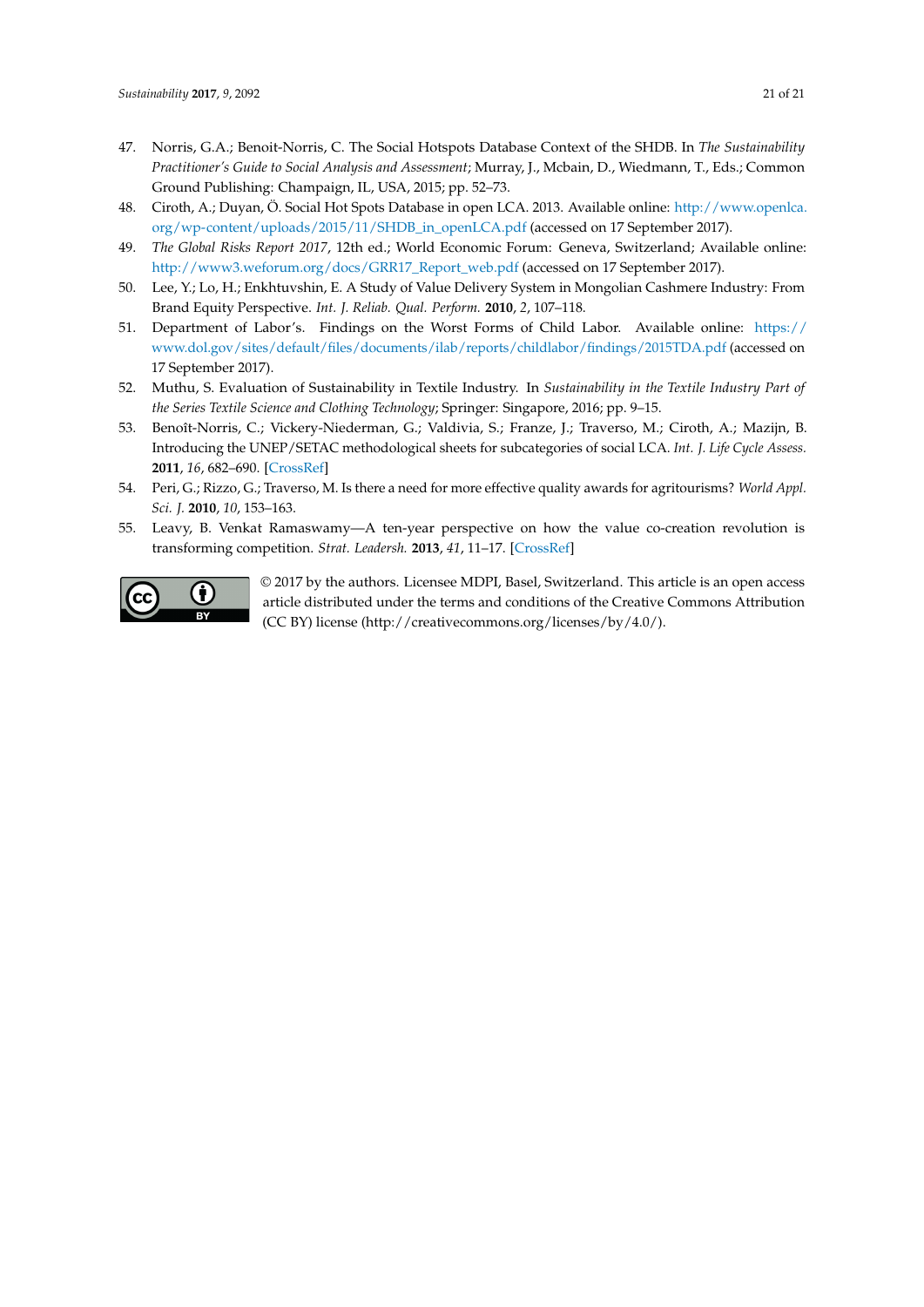47. Norris, G.A.; Benoit-Norris, C. The Social Hotspots Database Context of the SHDB. In *The Sustainability Practitioner's Guide to Social Analysis and Assessment*; Murray, J., Mcbain, D., Wiedmann, T., Eds.; Common Ground Publishing: Champaign, IL, USA, 2015; pp. 52–73.
48. Ciroth, A.; Duyan, Ö. Social Hot Spots Database in open LCA. 2013. Available online: http://www.openlca.org/wp-content/uploads/2015/11/SHDB_in_openLCA.pdf (accessed on 17 September 2017).
49. *The Global Risks Report 2017*, 12th ed.; World Economic Forum: Geneva, Switzerland; Available online: http://www3.weforum.org/docs/GRR17_Report_web.pdf (accessed on 17 September 2017).
50. Lee, Y.; Lo, H.; Enkhtuvshin, E. A Study of Value Delivery System in Mongolian Cashmere Industry: From Brand Equity Perspective. *Int. J. Reliab. Qual. Perform.* **2010**, *2*, 107–118.
51. Department of Labor's. Findings on the Worst Forms of Child Labor. Available online: https://www.dol.gov/sites/default/files/documents/ilab/reports/childlabor/findings/2015TDA.pdf (accessed on 17 September 2017).
52. Muthu, S. Evaluation of Sustainability in Textile Industry. In *Sustainability in the Textile Industry Part of the Series Textile Science and Clothing Technology*; Springer: Singapore, 2016; pp. 9–15.
53. Benoît-Norris, C.; Vickery-Niederman, G.; Valdivia, S.; Franze, J.; Traverso, M.; Ciroth, A.; Mazijn, B. Introducing the UNEP/SETAC methodological sheets for subcategories of social LCA. *Int. J. Life Cycle Assess.* **2011**, *16*, 682–690. [CrossRef]
54. Peri, G.; Rizzo, G.; Traverso, M. Is there a need for more effective quality awards for agritourisms? *World Appl. Sci. J.* **2010**, *10*, 153–163.
55. Leavy, B. Venkat Ramaswamy—A ten-year perspective on how the value co-creation revolution is transforming competition. *Strat. Leadersh.* **2013**, *41*, 11–17. [CrossRef]

© 2017 by the authors. Licensee MDPI, Basel, Switzerland. This article is an open access article distributed under the terms and conditions of the Creative Commons Attribution (CC BY) license (http://creativecommons.org/licenses/by/4.0/).